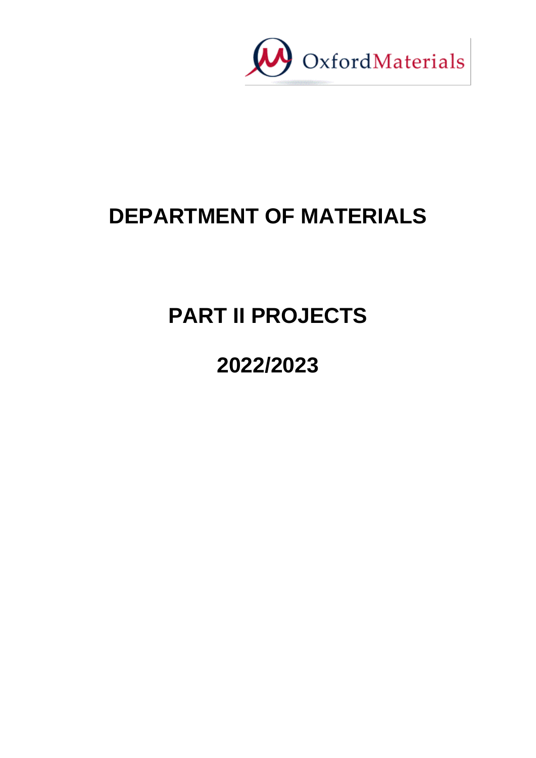OxfordMaterials

# DEPARTMENT OF MATERIALS

# PART II PROJECTS

# 2022/2023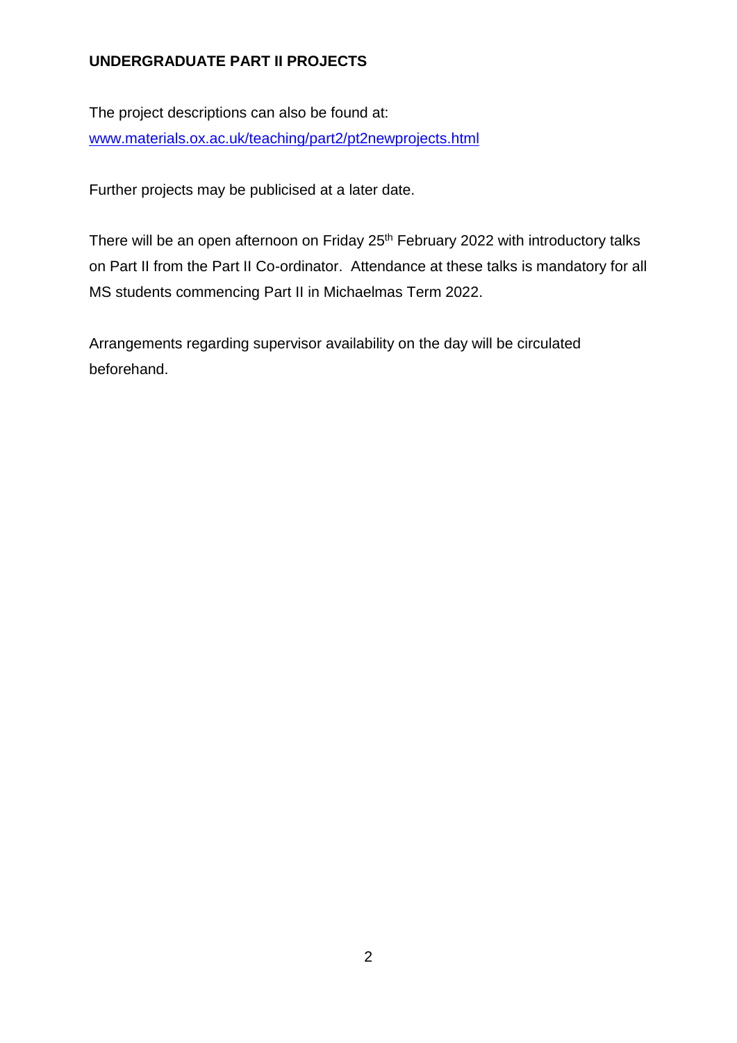**UNDERGRADUATE PART II PROJECTS**

The project descriptions can also be found at:
www.materials.ox.ac.uk/teaching/part2/pt2newprojects.html

Further projects may be publicised at a later date.

There will be an open afternoon on Friday 25th February 2022 with introductory talks on Part II from the Part II Co-ordinator. Attendance at these talks is mandatory for all MS students commencing Part II in Michaelmas Term 2022.

Arrangements regarding supervisor availability on the day will be circulated beforehand.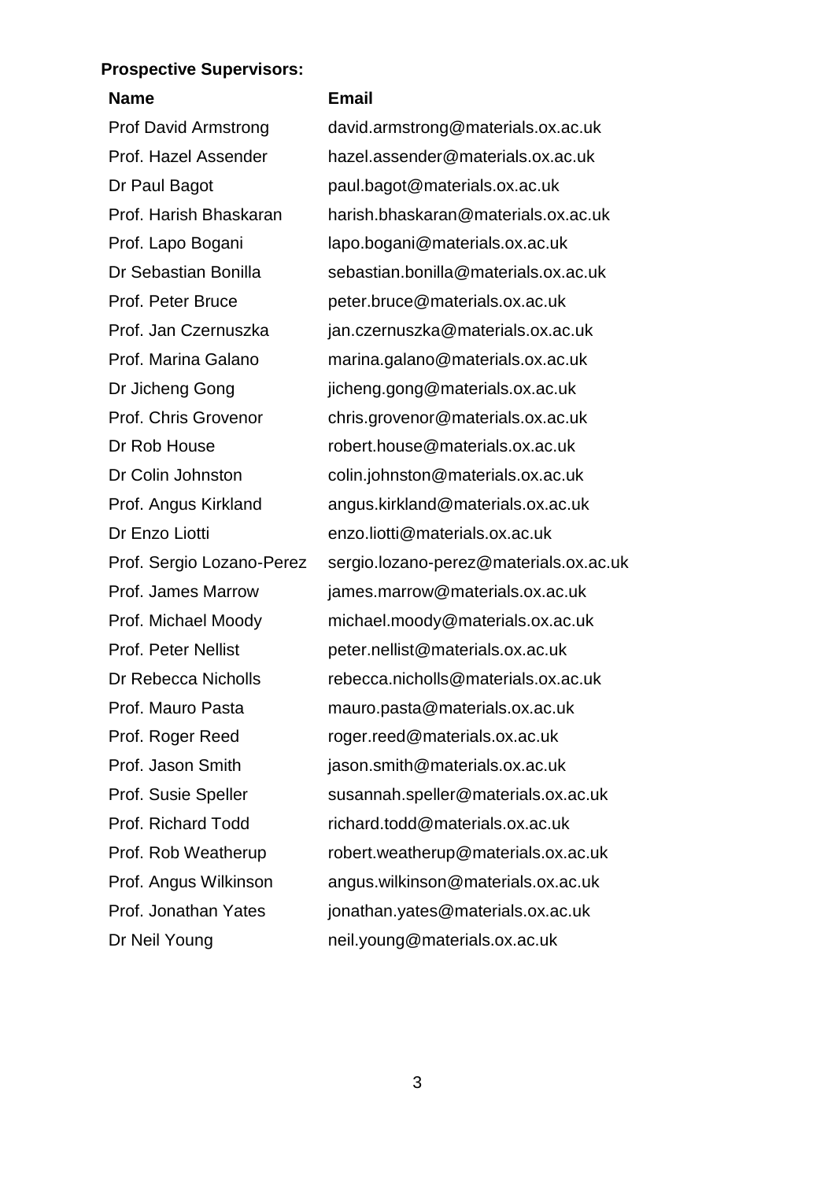**Prospective Supervisors:**

| Name | Email |
| --- | --- |
| Prof David Armstrong | david.armstrong@materials.ox.ac.uk |
| Prof. Hazel Assender | hazel.assender@materials.ox.ac.uk |
| Dr Paul Bagot | paul.bagot@materials.ox.ac.uk |
| Prof. Harish Bhaskaran | harish.bhaskaran@materials.ox.ac.uk |
| Prof. Lapo Bogani | lapo.bogani@materials.ox.ac.uk |
| Dr Sebastian Bonilla | sebastian.bonilla@materials.ox.ac.uk |
| Prof. Peter Bruce | peter.bruce@materials.ox.ac.uk |
| Prof. Jan Czernuszka | jan.czernuszka@materials.ox.ac.uk |
| Prof. Marina Galano | marina.galano@materials.ox.ac.uk |
| Dr Jicheng Gong | jicheng.gong@materials.ox.ac.uk |
| Prof. Chris Grovenor | chris.grovenor@materials.ox.ac.uk |
| Dr Rob House | robert.house@materials.ox.ac.uk |
| Dr Colin Johnston | colin.johnston@materials.ox.ac.uk |
| Prof. Angus Kirkland | angus.kirkland@materials.ox.ac.uk |
| Dr Enzo Liotti | enzo.liotti@materials.ox.ac.uk |
| Prof. Sergio Lozano-Perez | sergio.lozano-perez@materials.ox.ac.uk |
| Prof. James Marrow | james.marrow@materials.ox.ac.uk |
| Prof. Michael Moody | michael.moody@materials.ox.ac.uk |
| Prof. Peter Nellist | peter.nellist@materials.ox.ac.uk |
| Dr Rebecca Nicholls | rebecca.nicholls@materials.ox.ac.uk |
| Prof. Mauro Pasta | mauro.pasta@materials.ox.ac.uk |
| Prof. Roger Reed | roger.reed@materials.ox.ac.uk |
| Prof. Jason Smith | jason.smith@materials.ox.ac.uk |
| Prof. Susie Speller | susannah.speller@materials.ox.ac.uk |
| Prof. Richard Todd | richard.todd@materials.ox.ac.uk |
| Prof. Rob Weatherup | robert.weatherup@materials.ox.ac.uk |
| Prof. Angus Wilkinson | angus.wilkinson@materials.ox.ac.uk |
| Prof. Jonathan Yates | jonathan.yates@materials.ox.ac.uk |
| Dr Neil Young | neil.young@materials.ox.ac.uk |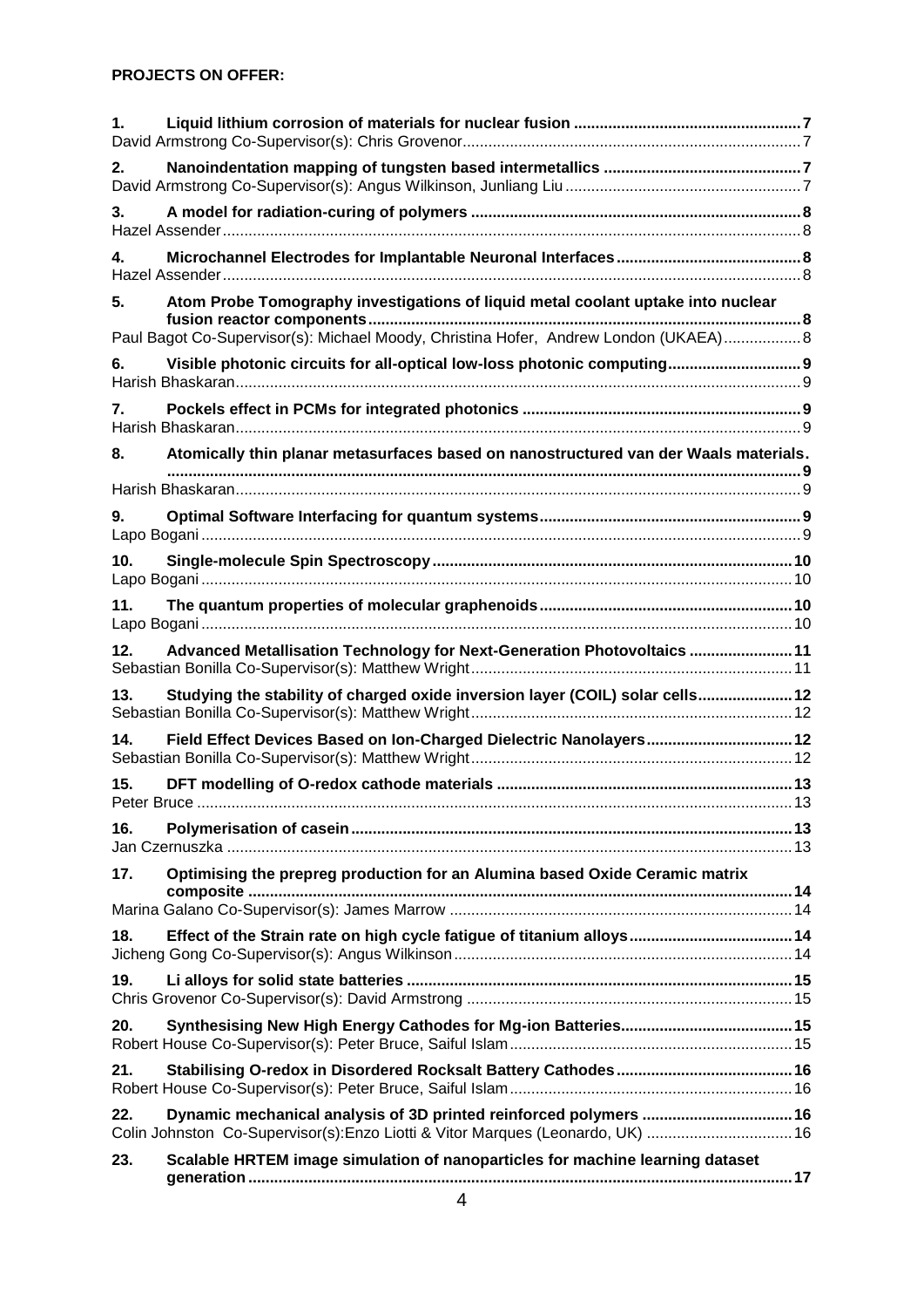**PROJECTS ON OFFER:**

**1. Liquid lithium corrosion of materials for nuclear fusion** ..... 7
David Armstrong Co-Supervisor(s): Chris Grovenor ..... 7

**2. Nanoindentation mapping of tungsten based intermetallics** ..... 7
David Armstrong Co-Supervisor(s): Angus Wilkinson, Junliang Liu ..... 7

**3. A model for radiation-curing of polymers** ..... 8
Hazel Assender ..... 8

**4. Microchannel Electrodes for Implantable Neuronal Interfaces** ..... 8
Hazel Assender ..... 8

**5. Atom Probe Tomography investigations of liquid metal coolant uptake into nuclear fusion reactor components** ..... 8
Paul Bagot Co-Supervisor(s): Michael Moody, Christina Hofer, Andrew London (UKAEA) ..... 8

**6. Visible photonic circuits for all-optical low-loss photonic computing** ..... 9
Harish Bhaskaran ..... 9

**7. Pockels effect in PCMs for integrated photonics** ..... 9
Harish Bhaskaran ..... 9

**8. Atomically thin planar metasurfaces based on nanostructured van der Waals materials.** ..... 9
Harish Bhaskaran ..... 9

**9. Optimal Software Interfacing for quantum systems** ..... 9
Lapo Bogani ..... 9

**10. Single-molecule Spin Spectroscopy** ..... 10
Lapo Bogani ..... 10

**11. The quantum properties of molecular graphenoids** ..... 10
Lapo Bogani ..... 10

**12. Advanced Metallisation Technology for Next-Generation Photovoltaics** ..... 11
Sebastian Bonilla Co-Supervisor(s): Matthew Wright ..... 11

**13. Studying the stability of charged oxide inversion layer (COIL) solar cells** ..... 12
Sebastian Bonilla Co-Supervisor(s): Matthew Wright ..... 12

**14. Field Effect Devices Based on Ion-Charged Dielectric Nanolayers** ..... 12
Sebastian Bonilla Co-Supervisor(s): Matthew Wright ..... 12

**15. DFT modelling of O-redox cathode materials** ..... 13
Peter Bruce ..... 13

**16. Polymerisation of casein** ..... 13
Jan Czernuszka ..... 13

**17. Optimising the prepreg production for an Alumina based Oxide Ceramic matrix composite** ..... 14
Marina Galano Co-Supervisor(s): James Marrow ..... 14

**18. Effect of the Strain rate on high cycle fatigue of titanium alloys** ..... 14
Jicheng Gong Co-Supervisor(s): Angus Wilkinson ..... 14

**19. Li alloys for solid state batteries** ..... 15
Chris Grovenor Co-Supervisor(s): David Armstrong ..... 15

**20. Synthesising New High Energy Cathodes for Mg-ion Batteries** ..... 15
Robert House Co-Supervisor(s): Peter Bruce, Saiful Islam ..... 15

**21. Stabilising O-redox in Disordered Rocksalt Battery Cathodes** ..... 16
Robert House Co-Supervisor(s): Peter Bruce, Saiful Islam ..... 16

**22. Dynamic mechanical analysis of 3D printed reinforced polymers** ..... 16
Colin Johnston Co-Supervisor(s):Enzo Liotti & Vitor Marques (Leonardo, UK) ..... 16

**23. Scalable HRTEM image simulation of nanoparticles for machine learning dataset generation** ..... 17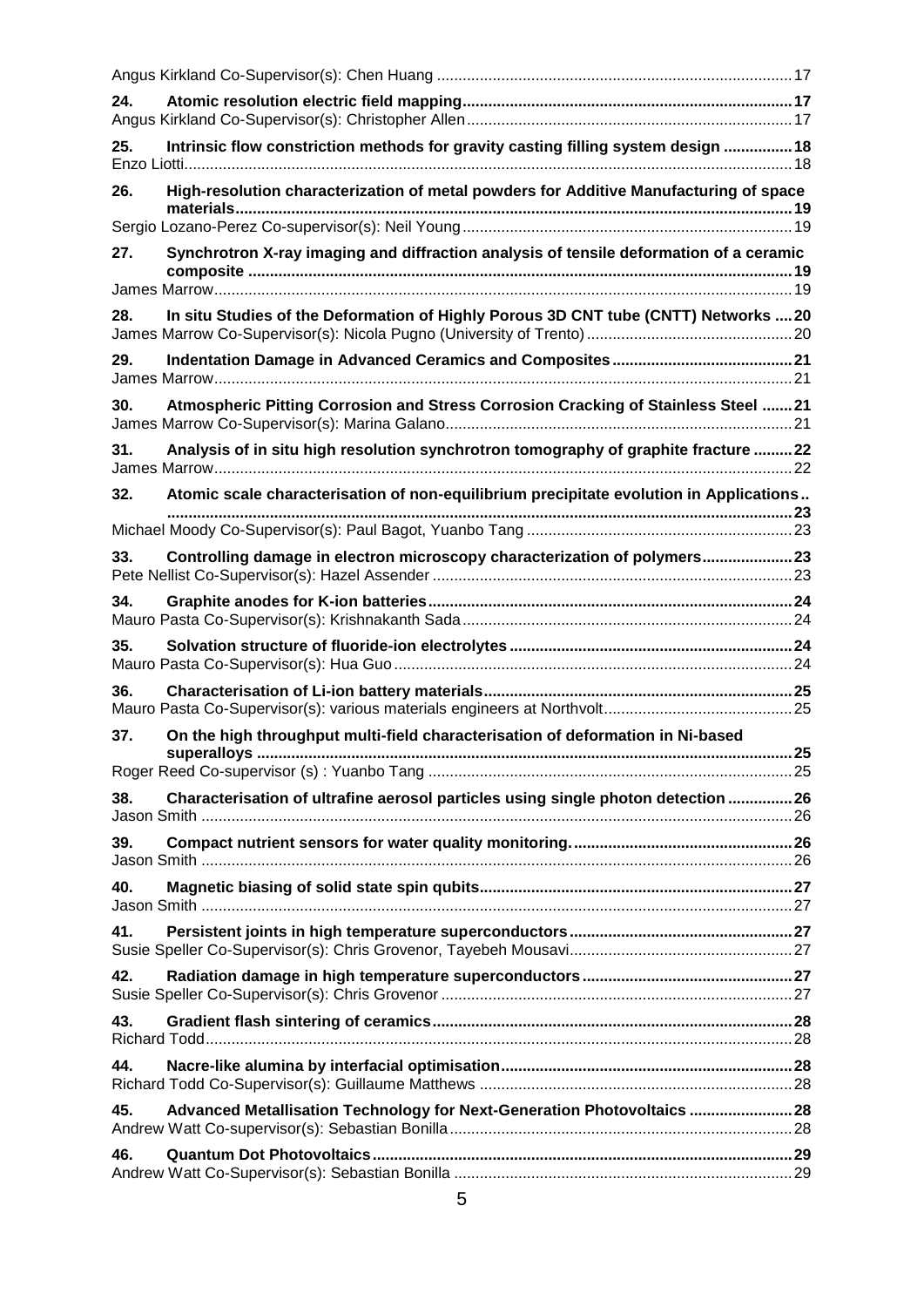Angus Kirkland Co-Supervisor(s): Chen Huang ... 17

**24. Atomic resolution electric field mapping** ... 17
Angus Kirkland Co-Supervisor(s): Christopher Allen ... 17

**25. Intrinsic flow constriction methods for gravity casting filling system design** ... 18
Enzo Liotti ... 18

**26. High-resolution characterization of metal powders for Additive Manufacturing of space materials** ... 19
Sergio Lozano-Perez Co-supervisor(s): Neil Young ... 19

**27. Synchrotron X-ray imaging and diffraction analysis of tensile deformation of a ceramic composite** ... 19
James Marrow ... 19

**28. In situ Studies of the Deformation of Highly Porous 3D CNT tube (CNTT) Networks** ... 20
James Marrow Co-Supervisor(s): Nicola Pugno (University of Trento) ... 20

**29. Indentation Damage in Advanced Ceramics and Composites** ... 21
James Marrow ... 21

**30. Atmospheric Pitting Corrosion and Stress Corrosion Cracking of Stainless Steel** ... 21
James Marrow Co-Supervisor(s): Marina Galano ... 21

**31. Analysis of in situ high resolution synchrotron tomography of graphite fracture** ... 22
James Marrow ... 22

**32. Atomic scale characterisation of non-equilibrium precipitate evolution in Applications..** ... 23
Michael Moody Co-Supervisor(s): Paul Bagot, Yuanbo Tang ... 23

**33. Controlling damage in electron microscopy characterization of polymers** ... 23
Pete Nellist Co-Supervisor(s): Hazel Assender ... 23

**34. Graphite anodes for K-ion batteries** ... 24
Mauro Pasta Co-Supervisor(s): Krishnakanth Sada ... 24

**35. Solvation structure of fluoride-ion electrolytes** ... 24
Mauro Pasta Co-Supervisor(s): Hua Guo ... 24

**36. Characterisation of Li-ion battery materials** ... 25
Mauro Pasta Co-Supervisor(s): various materials engineers at Northvolt ... 25

**37. On the high throughput multi-field characterisation of deformation in Ni-based superalloys** ... 25
Roger Reed Co-supervisor (s) : Yuanbo Tang ... 25

**38. Characterisation of ultrafine aerosol particles using single photon detection** ... 26
Jason Smith ... 26

**39. Compact nutrient sensors for water quality monitoring.** ... 26
Jason Smith ... 26

**40. Magnetic biasing of solid state spin qubits** ... 27
Jason Smith ... 27

**41. Persistent joints in high temperature superconductors** ... 27
Susie Speller Co-Supervisor(s): Chris Grovenor, Tayebeh Mousavi ... 27

**42. Radiation damage in high temperature superconductors** ... 27
Susie Speller Co-Supervisor(s): Chris Grovenor ... 27

**43. Gradient flash sintering of ceramics** ... 28
Richard Todd ... 28

**44. Nacre-like alumina by interfacial optimisation** ... 28
Richard Todd Co-Supervisor(s): Guillaume Matthews ... 28

**45. Advanced Metallisation Technology for Next-Generation Photovoltaics** ... 28
Andrew Watt Co-supervisor(s): Sebastian Bonilla ... 28

**46. Quantum Dot Photovoltaics** ... 29
Andrew Watt Co-Supervisor(s): Sebastian Bonilla ... 29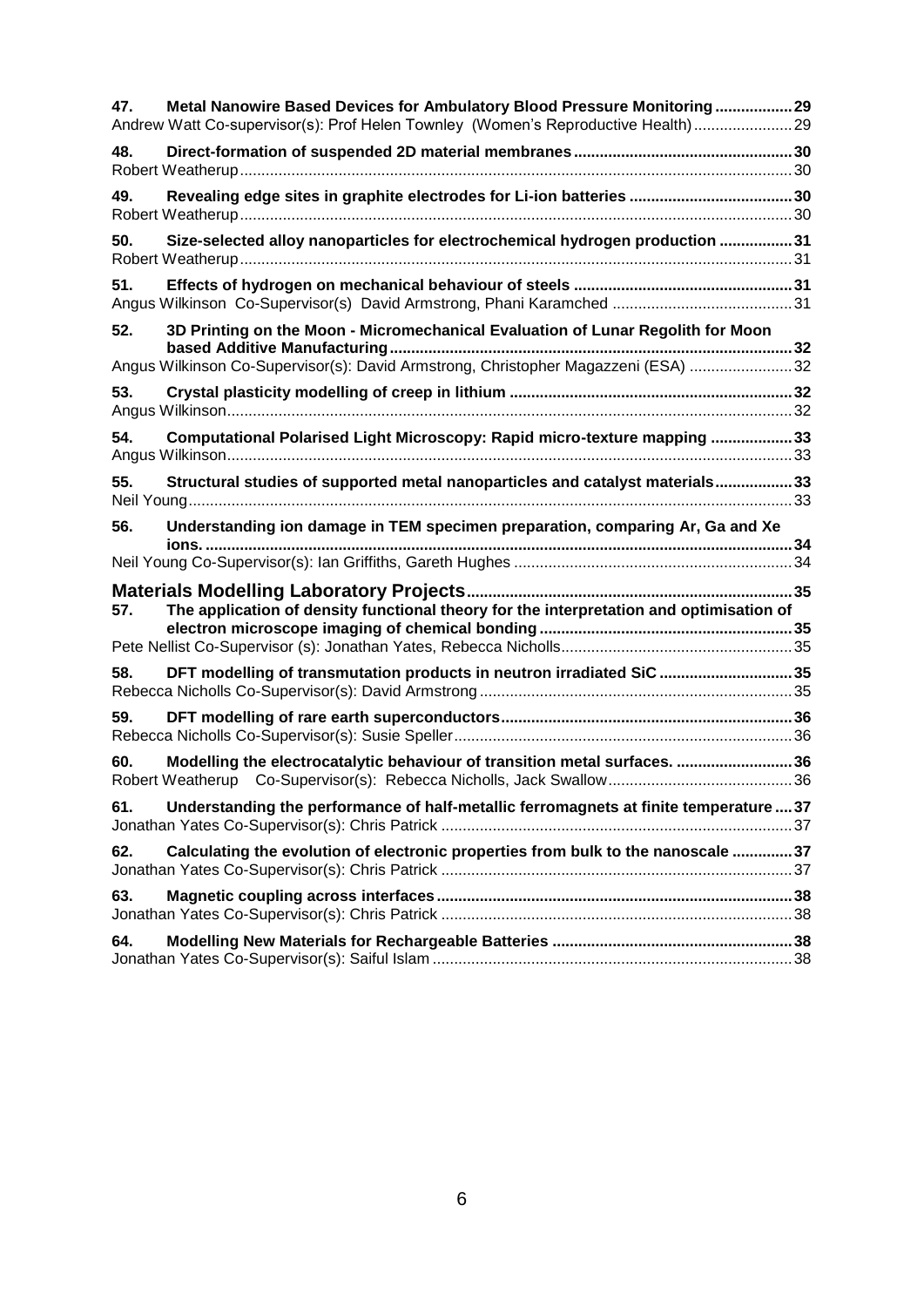**47. Metal Nanowire Based Devices for Ambulatory Blood Pressure Monitoring .................. 29**
Andrew Watt Co-supervisor(s): Prof Helen Townley (Women's Reproductive Health) ....................... 29

**48. Direct-formation of suspended 2D material membranes .................................................. 30**
Robert Weatherup ................................................................................................................. 30

**49. Revealing edge sites in graphite electrodes for Li-ion batteries ...................................... 30**
Robert Weatherup ................................................................................................................. 30

**50. Size-selected alloy nanoparticles for electrochemical hydrogen production ................. 31**
Robert Weatherup ................................................................................................................. 31

**51. Effects of hydrogen on mechanical behaviour of steels .................................................. 31**
Angus Wilkinson Co-Supervisor(s) David Armstrong, Phani Karamched .......................................... 31

**52. 3D Printing on the Moon - Micromechanical Evaluation of Lunar Regolith for Moon based Additive Manufacturing ............................................................................................. 32**
Angus Wilkinson Co-Supervisor(s): David Armstrong, Christopher Magazzeni (ESA) ........................ 32

**53. Crystal plasticity modelling of creep in lithium ................................................................. 32**
Angus Wilkinson ..................................................................................................................... 32

**54. Computational Polarised Light Microscopy: Rapid micro-texture mapping ................... 33**
Angus Wilkinson ..................................................................................................................... 33

**55. Structural studies of supported metal nanoparticles and catalyst materials .................. 33**
Neil Young ............................................................................................................................. 33

**56. Understanding ion damage in TEM specimen preparation, comparing Ar, Ga and Xe ions. ........................................................................................................................... 34**
Neil Young Co-Supervisor(s): Ian Griffiths, Gareth Hughes ................................................................ 34

## Materials Modelling Laboratory Projects ........................................................................... 35

**57. The application of density functional theory for the interpretation and optimisation of electron microscope imaging of chemical bonding .......................................................... 35**
Pete Nellist Co-Supervisor (s): Jonathan Yates, Rebecca Nicholls ...................................................... 35

**58. DFT modelling of transmutation products in neutron irradiated SiC ............................... 35**
Rebecca Nicholls Co-Supervisor(s): David Armstrong ........................................................................ 35

**59. DFT modelling of rare earth superconductors ................................................................... 36**
Rebecca Nicholls Co-Supervisor(s): Susie Speller .............................................................................. 36

**60. Modelling the electrocatalytic behaviour of transition metal surfaces. ........................... 36**
Robert Weatherup Co-Supervisor(s): Rebecca Nicholls, Jack Swallow ........................................... 36

**61. Understanding the performance of half-metallic ferromagnets at finite temperature .... 37**
Jonathan Yates Co-Supervisor(s): Chris Patrick ................................................................................. 37

**62. Calculating the evolution of electronic properties from bulk to the nanoscale .............. 37**
Jonathan Yates Co-Supervisor(s): Chris Patrick ................................................................................. 37

**63. Magnetic coupling across interfaces .................................................................................. 38**
Jonathan Yates Co-Supervisor(s): Chris Patrick ................................................................................. 38

**64. Modelling New Materials for Rechargeable Batteries ....................................................... 38**
Jonathan Yates Co-Supervisor(s): Saiful Islam ................................................................................... 38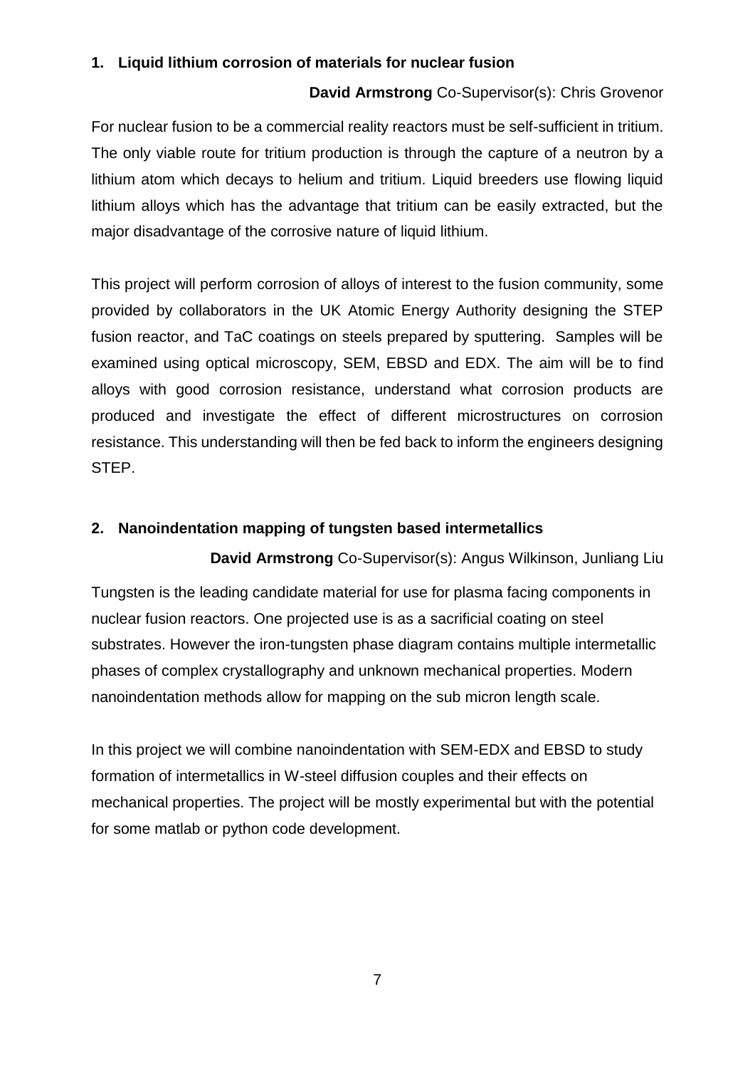## 1. Liquid lithium corrosion of materials for nuclear fusion

**David Armstrong** Co-Supervisor(s): Chris Grovenor

For nuclear fusion to be a commercial reality reactors must be self-sufficient in tritium. The only viable route for tritium production is through the capture of a neutron by a lithium atom which decays to helium and tritium. Liquid breeders use flowing liquid lithium alloys which has the advantage that tritium can be easily extracted, but the major disadvantage of the corrosive nature of liquid lithium.

This project will perform corrosion of alloys of interest to the fusion community, some provided by collaborators in the UK Atomic Energy Authority designing the STEP fusion reactor, and TaC coatings on steels prepared by sputtering. Samples will be examined using optical microscopy, SEM, EBSD and EDX. The aim will be to find alloys with good corrosion resistance, understand what corrosion products are produced and investigate the effect of different microstructures on corrosion resistance. This understanding will then be fed back to inform the engineers designing STEP.

## 2. Nanoindentation mapping of tungsten based intermetallics

**David Armstrong** Co-Supervisor(s): Angus Wilkinson, Junliang Liu

Tungsten is the leading candidate material for use for plasma facing components in nuclear fusion reactors. One projected use is as a sacrificial coating on steel substrates. However the iron-tungsten phase diagram contains multiple intermetallic phases of complex crystallography and unknown mechanical properties. Modern nanoindentation methods allow for mapping on the sub micron length scale.

In this project we will combine nanoindentation with SEM-EDX and EBSD to study formation of intermetallics in W-steel diffusion couples and their effects on mechanical properties. The project will be mostly experimental but with the potential for some matlab or python code development.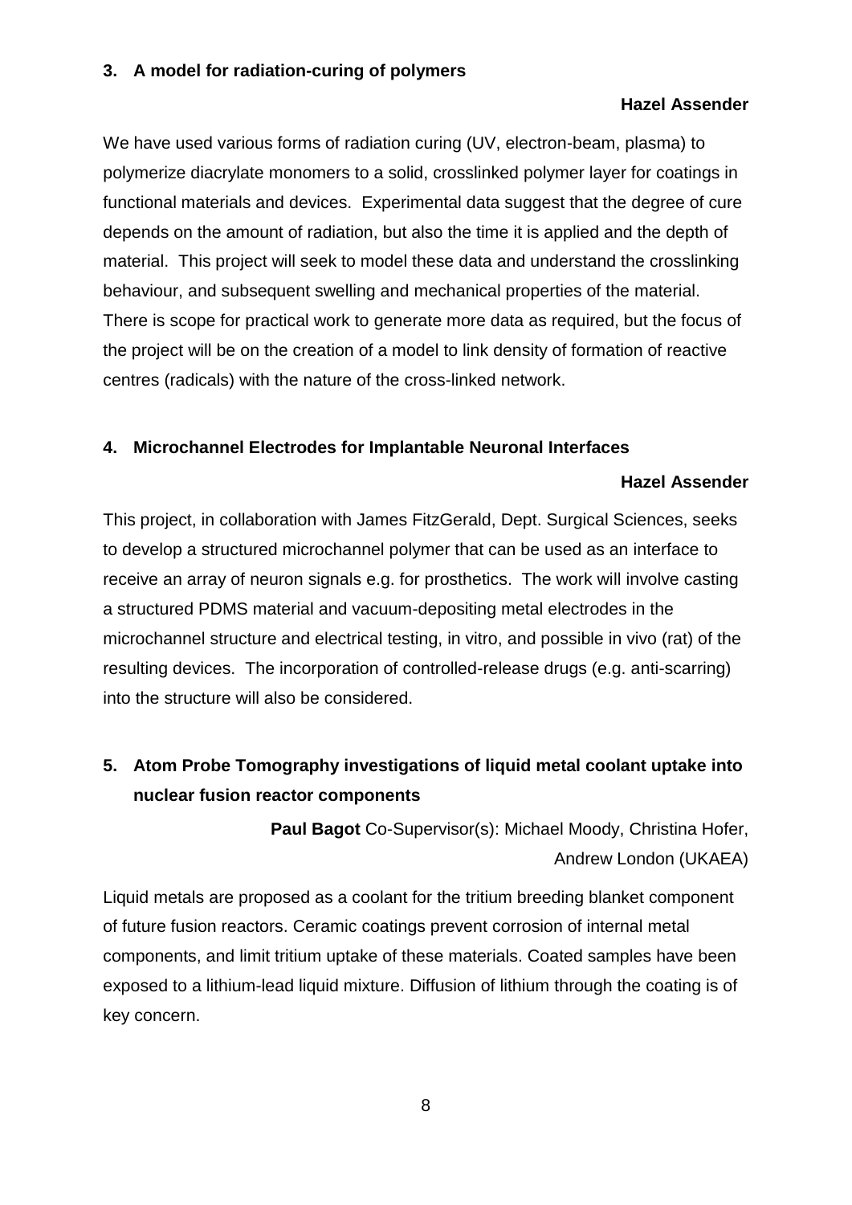### 3. A model for radiation-curing of polymers

**Hazel Assender**

We have used various forms of radiation curing (UV, electron-beam, plasma) to polymerize diacrylate monomers to a solid, crosslinked polymer layer for coatings in functional materials and devices. Experimental data suggest that the degree of cure depends on the amount of radiation, but also the time it is applied and the depth of material. This project will seek to model these data and understand the crosslinking behaviour, and subsequent swelling and mechanical properties of the material. There is scope for practical work to generate more data as required, but the focus of the project will be on the creation of a model to link density of formation of reactive centres (radicals) with the nature of the cross-linked network.

### 4. Microchannel Electrodes for Implantable Neuronal Interfaces

**Hazel Assender**

This project, in collaboration with James FitzGerald, Dept. Surgical Sciences, seeks to develop a structured microchannel polymer that can be used as an interface to receive an array of neuron signals e.g. for prosthetics. The work will involve casting a structured PDMS material and vacuum-depositing metal electrodes in the microchannel structure and electrical testing, in vitro, and possible in vivo (rat) of the resulting devices. The incorporation of controlled-release drugs (e.g. anti-scarring) into the structure will also be considered.

### 5. Atom Probe Tomography investigations of liquid metal coolant uptake into nuclear fusion reactor components

**Paul Bagot** Co-Supervisor(s): Michael Moody, Christina Hofer, Andrew London (UKAEA)

Liquid metals are proposed as a coolant for the tritium breeding blanket component of future fusion reactors. Ceramic coatings prevent corrosion of internal metal components, and limit tritium uptake of these materials. Coated samples have been exposed to a lithium-lead liquid mixture. Diffusion of lithium through the coating is of key concern.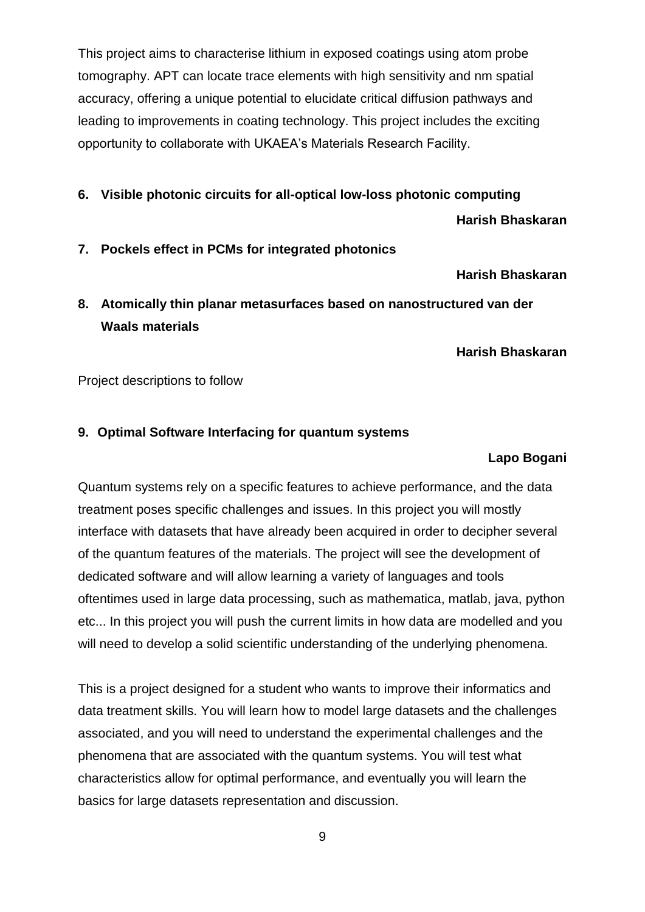This project aims to characterise lithium in exposed coatings using atom probe tomography. APT can locate trace elements with high sensitivity and nm spatial accuracy, offering a unique potential to elucidate critical diffusion pathways and leading to improvements in coating technology. This project includes the exciting opportunity to collaborate with UKAEA's Materials Research Facility.

### 6. Visible photonic circuits for all-optical low-loss photonic computing

**Harish Bhaskaran**

### 7. Pockels effect in PCMs for integrated photonics

**Harish Bhaskaran**

### 8. Atomically thin planar metasurfaces based on nanostructured van der Waals materials

**Harish Bhaskaran**

Project descriptions to follow

### 9. Optimal Software Interfacing for quantum systems

**Lapo Bogani**

Quantum systems rely on a specific features to achieve performance, and the data treatment poses specific challenges and issues. In this project you will mostly interface with datasets that have already been acquired in order to decipher several of the quantum features of the materials. The project will see the development of dedicated software and will allow learning a variety of languages and tools oftentimes used in large data processing, such as mathematica, matlab, java, python etc... In this project you will push the current limits in how data are modelled and you will need to develop a solid scientific understanding of the underlying phenomena.

This is a project designed for a student who wants to improve their informatics and data treatment skills. You will learn how to model large datasets and the challenges associated, and you will need to understand the experimental challenges and the phenomena that are associated with the quantum systems. You will test what characteristics allow for optimal performance, and eventually you will learn the basics for large datasets representation and discussion.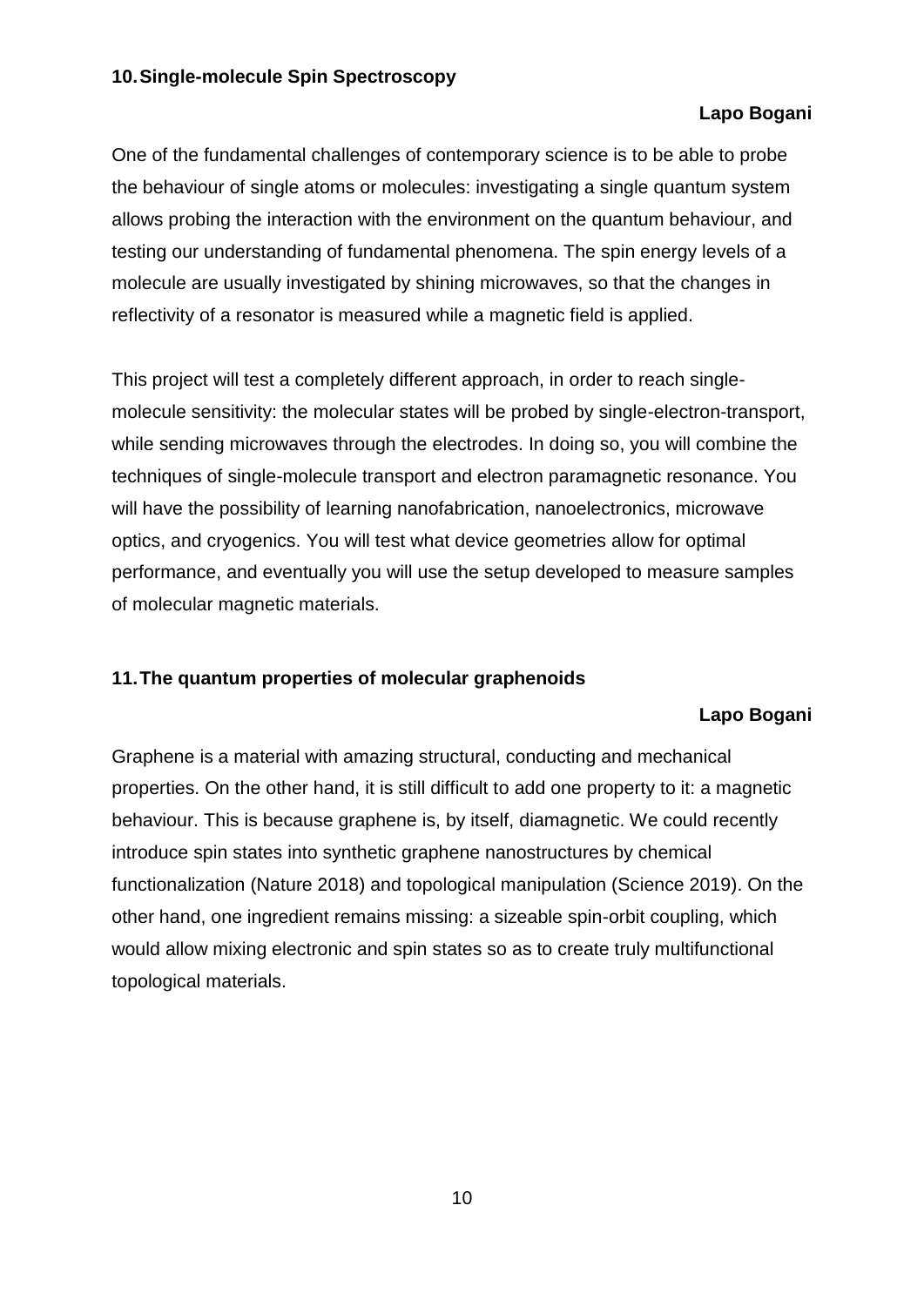## 10. Single-molecule Spin Spectroscopy

**Lapo Bogani**

One of the fundamental challenges of contemporary science is to be able to probe the behaviour of single atoms or molecules: investigating a single quantum system allows probing the interaction with the environment on the quantum behaviour, and testing our understanding of fundamental phenomena. The spin energy levels of a molecule are usually investigated by shining microwaves, so that the changes in reflectivity of a resonator is measured while a magnetic field is applied.

This project will test a completely different approach, in order to reach single-molecule sensitivity: the molecular states will be probed by single-electron-transport, while sending microwaves through the electrodes. In doing so, you will combine the techniques of single-molecule transport and electron paramagnetic resonance. You will have the possibility of learning nanofabrication, nanoelectronics, microwave optics, and cryogenics. You will test what device geometries allow for optimal performance, and eventually you will use the setup developed to measure samples of molecular magnetic materials.

## 11. The quantum properties of molecular graphenoids

**Lapo Bogani**

Graphene is a material with amazing structural, conducting and mechanical properties. On the other hand, it is still difficult to add one property to it: a magnetic behaviour. This is because graphene is, by itself, diamagnetic. We could recently introduce spin states into synthetic graphene nanostructures by chemical functionalization (Nature 2018) and topological manipulation (Science 2019). On the other hand, one ingredient remains missing: a sizeable spin-orbit coupling, which would allow mixing electronic and spin states so as to create truly multifunctional topological materials.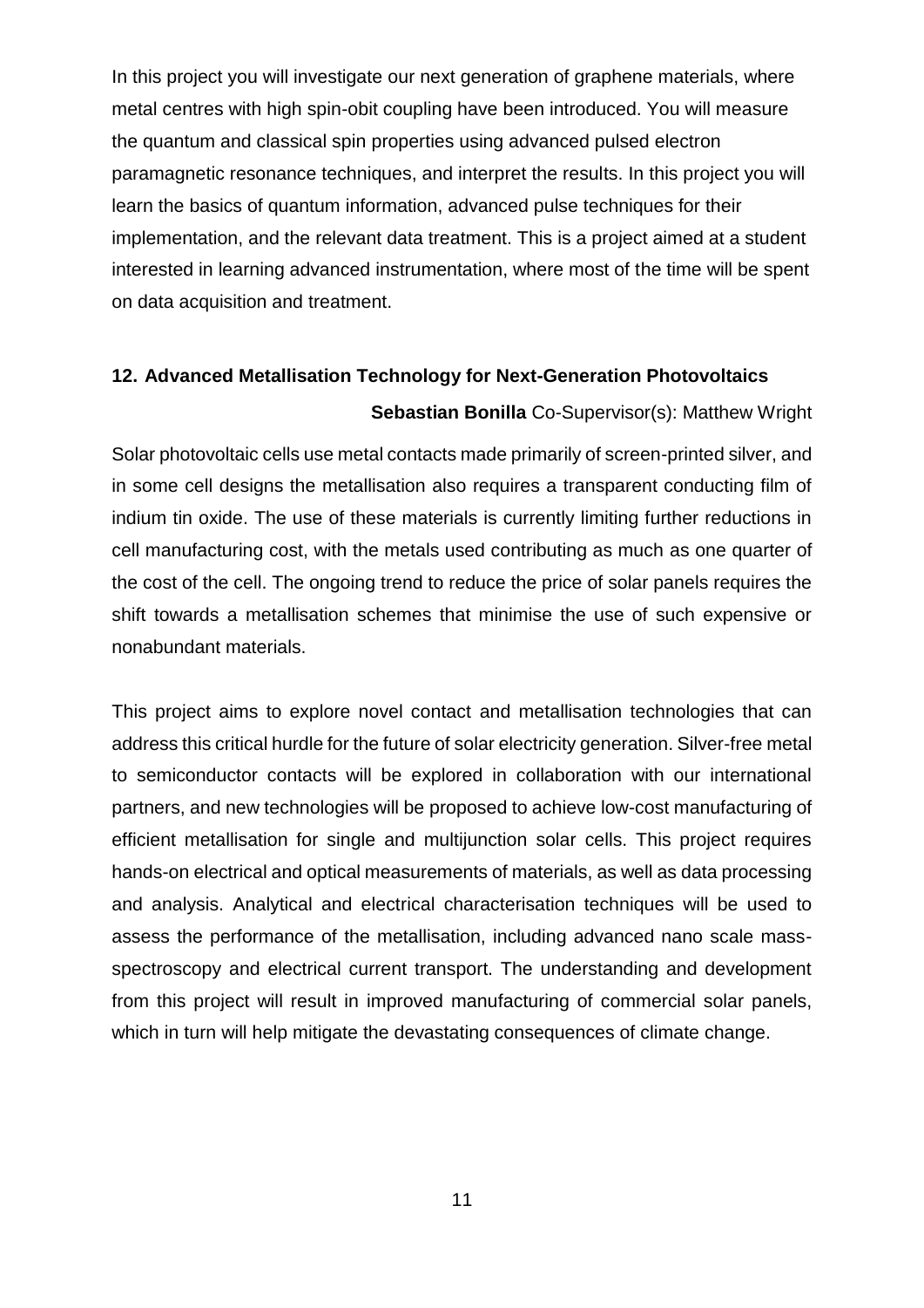In this project you will investigate our next generation of graphene materials, where metal centres with high spin-obit coupling have been introduced. You will measure the quantum and classical spin properties using advanced pulsed electron paramagnetic resonance techniques, and interpret the results. In this project you will learn the basics of quantum information, advanced pulse techniques for their implementation, and the relevant data treatment. This is a project aimed at a student interested in learning advanced instrumentation, where most of the time will be spent on data acquisition and treatment.

### 12. Advanced Metallisation Technology for Next-Generation Photovoltaics

**Sebastian Bonilla** Co-Supervisor(s): Matthew Wright

Solar photovoltaic cells use metal contacts made primarily of screen-printed silver, and in some cell designs the metallisation also requires a transparent conducting film of indium tin oxide. The use of these materials is currently limiting further reductions in cell manufacturing cost, with the metals used contributing as much as one quarter of the cost of the cell. The ongoing trend to reduce the price of solar panels requires the shift towards a metallisation schemes that minimise the use of such expensive or nonabundant materials.

This project aims to explore novel contact and metallisation technologies that can address this critical hurdle for the future of solar electricity generation. Silver-free metal to semiconductor contacts will be explored in collaboration with our international partners, and new technologies will be proposed to achieve low-cost manufacturing of efficient metallisation for single and multijunction solar cells. This project requires hands-on electrical and optical measurements of materials, as well as data processing and analysis. Analytical and electrical characterisation techniques will be used to assess the performance of the metallisation, including advanced nano scale mass-spectroscopy and electrical current transport. The understanding and development from this project will result in improved manufacturing of commercial solar panels, which in turn will help mitigate the devastating consequences of climate change.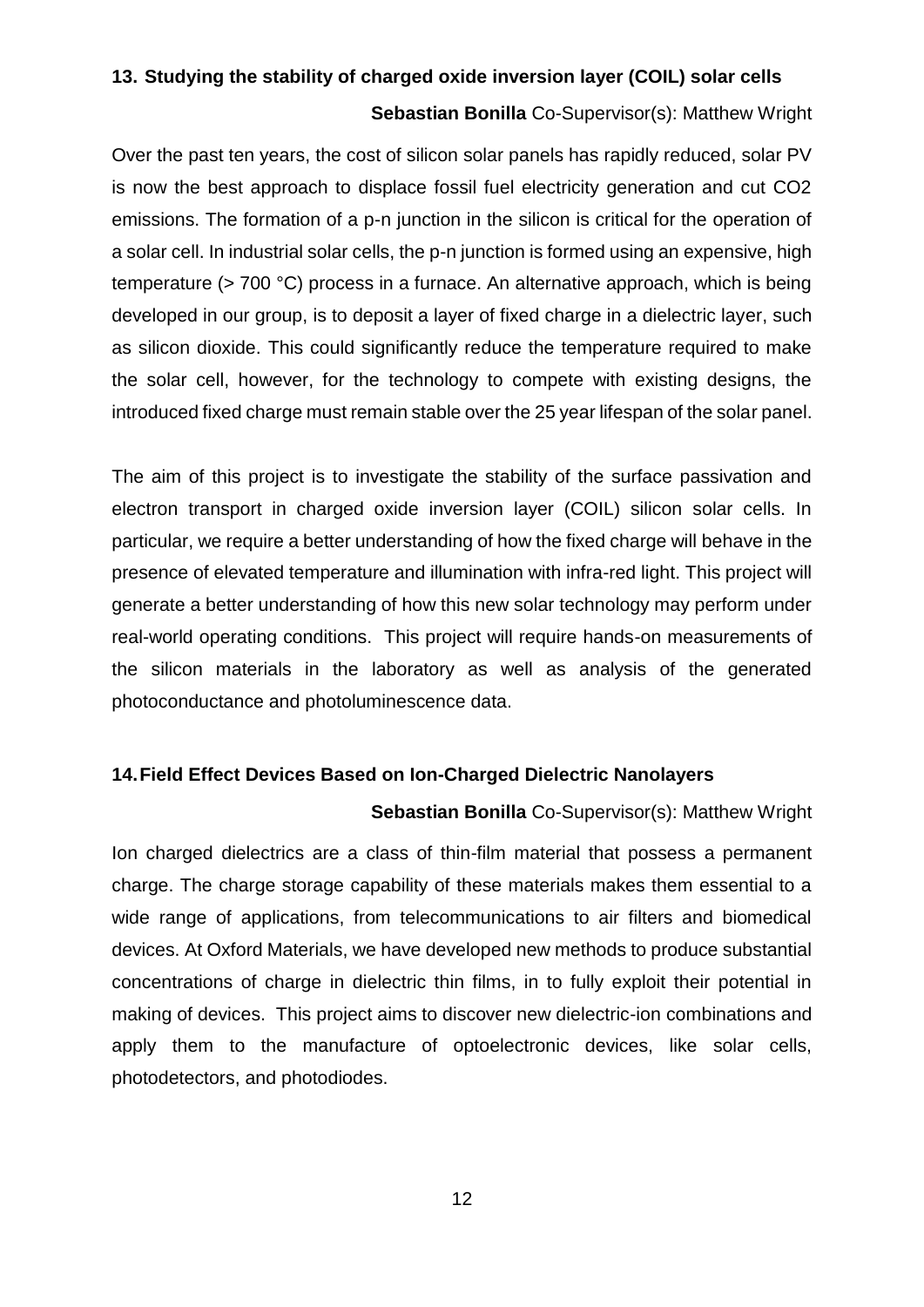### 13. Studying the stability of charged oxide inversion layer (COIL) solar cells

**Sebastian Bonilla** Co-Supervisor(s): Matthew Wright

Over the past ten years, the cost of silicon solar panels has rapidly reduced, solar PV is now the best approach to displace fossil fuel electricity generation and cut CO2 emissions. The formation of a p-n junction in the silicon is critical for the operation of a solar cell. In industrial solar cells, the p-n junction is formed using an expensive, high temperature (> 700 °C) process in a furnace. An alternative approach, which is being developed in our group, is to deposit a layer of fixed charge in a dielectric layer, such as silicon dioxide. This could significantly reduce the temperature required to make the solar cell, however, for the technology to compete with existing designs, the introduced fixed charge must remain stable over the 25 year lifespan of the solar panel.

The aim of this project is to investigate the stability of the surface passivation and electron transport in charged oxide inversion layer (COIL) silicon solar cells. In particular, we require a better understanding of how the fixed charge will behave in the presence of elevated temperature and illumination with infra-red light. This project will generate a better understanding of how this new solar technology may perform under real-world operating conditions. This project will require hands-on measurements of the silicon materials in the laboratory as well as analysis of the generated photoconductance and photoluminescence data.

### 14. Field Effect Devices Based on Ion-Charged Dielectric Nanolayers

**Sebastian Bonilla** Co-Supervisor(s): Matthew Wright

Ion charged dielectrics are a class of thin-film material that possess a permanent charge. The charge storage capability of these materials makes them essential to a wide range of applications, from telecommunications to air filters and biomedical devices. At Oxford Materials, we have developed new methods to produce substantial concentrations of charge in dielectric thin films, in to fully exploit their potential in making of devices. This project aims to discover new dielectric-ion combinations and apply them to the manufacture of optoelectronic devices, like solar cells, photodetectors, and photodiodes.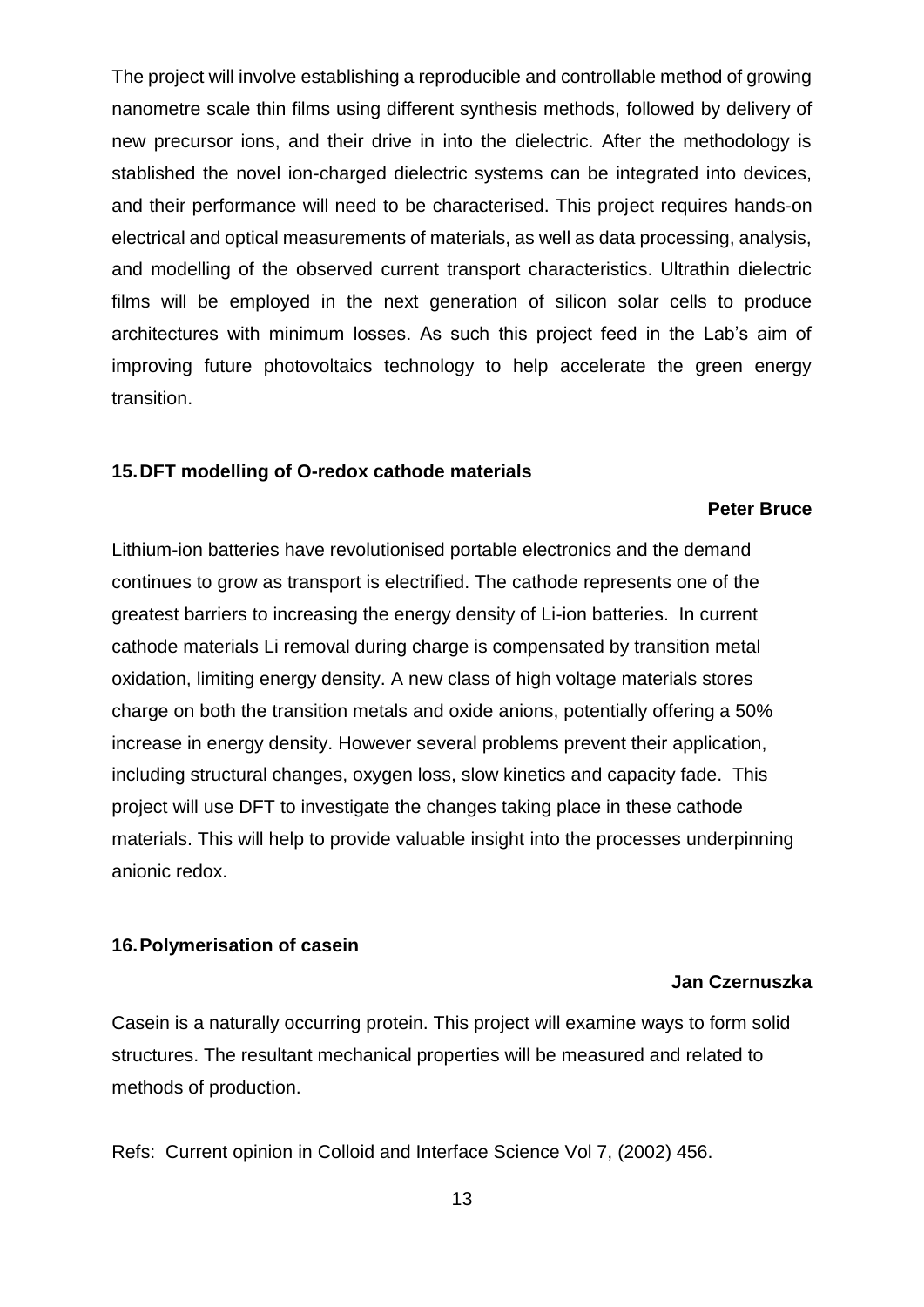The project will involve establishing a reproducible and controllable method of growing nanometre scale thin films using different synthesis methods, followed by delivery of new precursor ions, and their drive in into the dielectric. After the methodology is stablished the novel ion-charged dielectric systems can be integrated into devices, and their performance will need to be characterised. This project requires hands-on electrical and optical measurements of materials, as well as data processing, analysis, and modelling of the observed current transport characteristics. Ultrathin dielectric films will be employed in the next generation of silicon solar cells to produce architectures with minimum losses. As such this project feed in the Lab's aim of improving future photovoltaics technology to help accelerate the green energy transition.

### 15. DFT modelling of O-redox cathode materials

**Peter Bruce**

Lithium-ion batteries have revolutionised portable electronics and the demand continues to grow as transport is electrified. The cathode represents one of the greatest barriers to increasing the energy density of Li-ion batteries. In current cathode materials Li removal during charge is compensated by transition metal oxidation, limiting energy density. A new class of high voltage materials stores charge on both the transition metals and oxide anions, potentially offering a 50% increase in energy density. However several problems prevent their application, including structural changes, oxygen loss, slow kinetics and capacity fade. This project will use DFT to investigate the changes taking place in these cathode materials. This will help to provide valuable insight into the processes underpinning anionic redox.

### 16. Polymerisation of casein

**Jan Czernuszka**

Casein is a naturally occurring protein. This project will examine ways to form solid structures. The resultant mechanical properties will be measured and related to methods of production.

Refs: Current opinion in Colloid and Interface Science Vol 7, (2002) 456.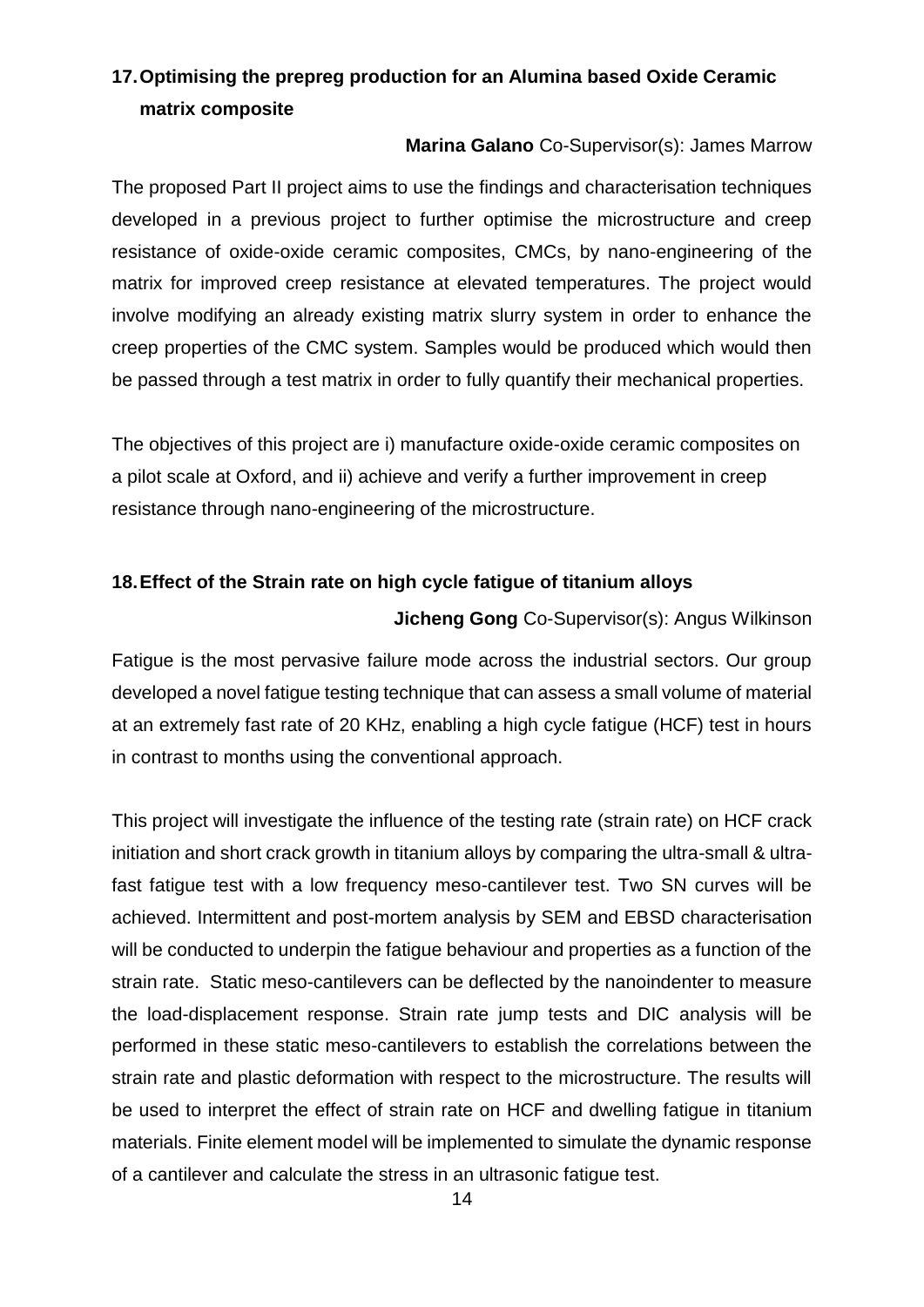## 17. Optimising the prepreg production for an Alumina based Oxide Ceramic matrix composite

**Marina Galano** Co-Supervisor(s): James Marrow

The proposed Part II project aims to use the findings and characterisation techniques developed in a previous project to further optimise the microstructure and creep resistance of oxide-oxide ceramic composites, CMCs, by nano-engineering of the matrix for improved creep resistance at elevated temperatures. The project would involve modifying an already existing matrix slurry system in order to enhance the creep properties of the CMC system. Samples would be produced which would then be passed through a test matrix in order to fully quantify their mechanical properties.

The objectives of this project are i) manufacture oxide-oxide ceramic composites on a pilot scale at Oxford, and ii) achieve and verify a further improvement in creep resistance through nano-engineering of the microstructure.

## 18. Effect of the Strain rate on high cycle fatigue of titanium alloys

**Jicheng Gong** Co-Supervisor(s): Angus Wilkinson

Fatigue is the most pervasive failure mode across the industrial sectors. Our group developed a novel fatigue testing technique that can assess a small volume of material at an extremely fast rate of 20 KHz, enabling a high cycle fatigue (HCF) test in hours in contrast to months using the conventional approach.

This project will investigate the influence of the testing rate (strain rate) on HCF crack initiation and short crack growth in titanium alloys by comparing the ultra-small & ultra-fast fatigue test with a low frequency meso-cantilever test. Two SN curves will be achieved. Intermittent and post-mortem analysis by SEM and EBSD characterisation will be conducted to underpin the fatigue behaviour and properties as a function of the strain rate. Static meso-cantilevers can be deflected by the nanoindenter to measure the load-displacement response. Strain rate jump tests and DIC analysis will be performed in these static meso-cantilevers to establish the correlations between the strain rate and plastic deformation with respect to the microstructure. The results will be used to interpret the effect of strain rate on HCF and dwelling fatigue in titanium materials. Finite element model will be implemented to simulate the dynamic response of a cantilever and calculate the stress in an ultrasonic fatigue test.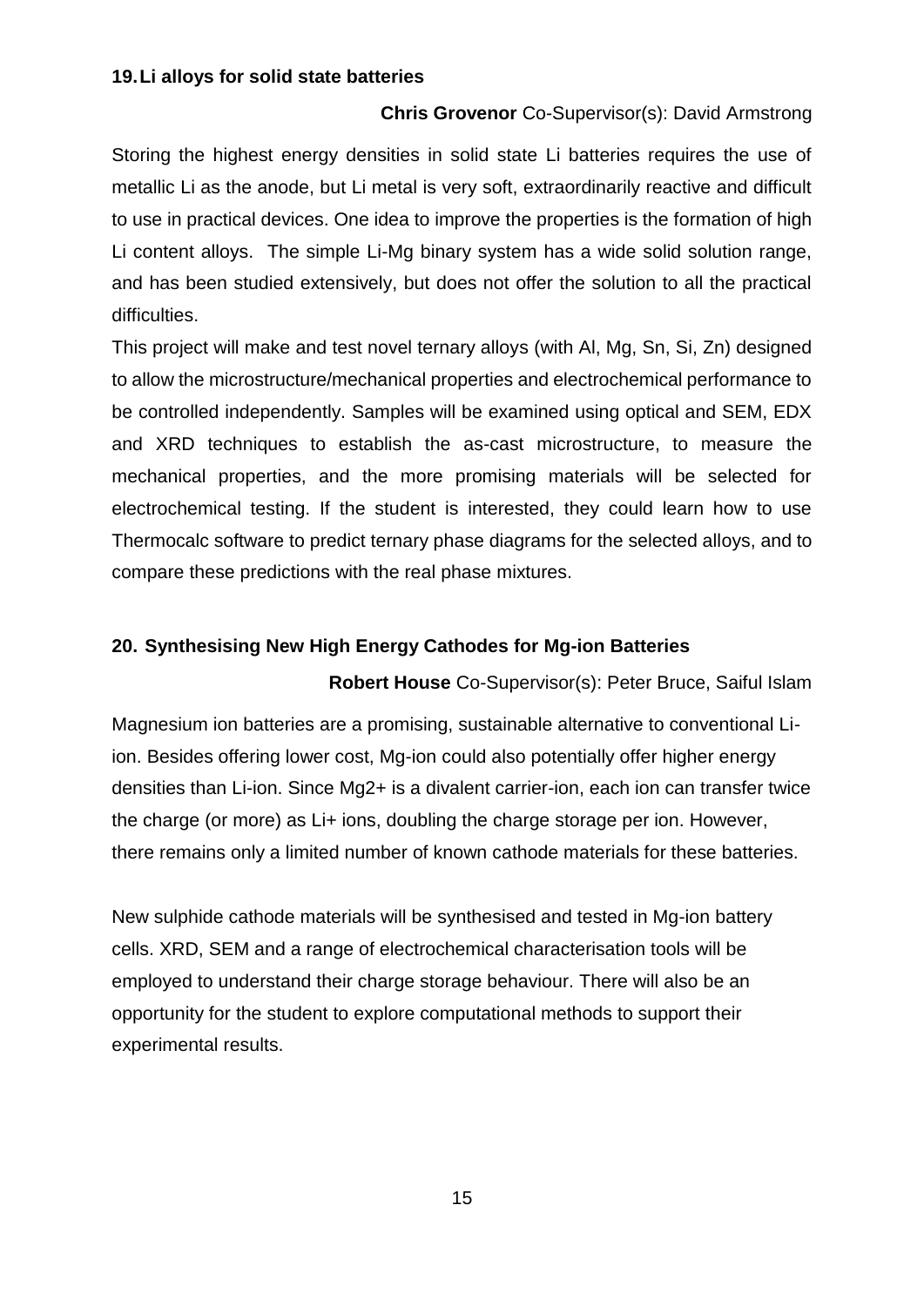## 19. Li alloys for solid state batteries

**Chris Grovenor** Co-Supervisor(s): David Armstrong

Storing the highest energy densities in solid state Li batteries requires the use of metallic Li as the anode, but Li metal is very soft, extraordinarily reactive and difficult to use in practical devices. One idea to improve the properties is the formation of high Li content alloys. The simple Li-Mg binary system has a wide solid solution range, and has been studied extensively, but does not offer the solution to all the practical difficulties.

This project will make and test novel ternary alloys (with Al, Mg, Sn, Si, Zn) designed to allow the microstructure/mechanical properties and electrochemical performance to be controlled independently. Samples will be examined using optical and SEM, EDX and XRD techniques to establish the as-cast microstructure, to measure the mechanical properties, and the more promising materials will be selected for electrochemical testing. If the student is interested, they could learn how to use Thermocalc software to predict ternary phase diagrams for the selected alloys, and to compare these predictions with the real phase mixtures.

## 20. Synthesising New High Energy Cathodes for Mg-ion Batteries

**Robert House** Co-Supervisor(s): Peter Bruce, Saiful Islam

Magnesium ion batteries are a promising, sustainable alternative to conventional Li-ion. Besides offering lower cost, Mg-ion could also potentially offer higher energy densities than Li-ion. Since $Mg^{2+}$ is a divalent carrier-ion, each ion can transfer twice the charge (or more) as $Li^{+}$ ions, doubling the charge storage per ion. However, there remains only a limited number of known cathode materials for these batteries.

New sulphide cathode materials will be synthesised and tested in Mg-ion battery cells. XRD, SEM and a range of electrochemical characterisation tools will be employed to understand their charge storage behaviour. There will also be an opportunity for the student to explore computational methods to support their experimental results.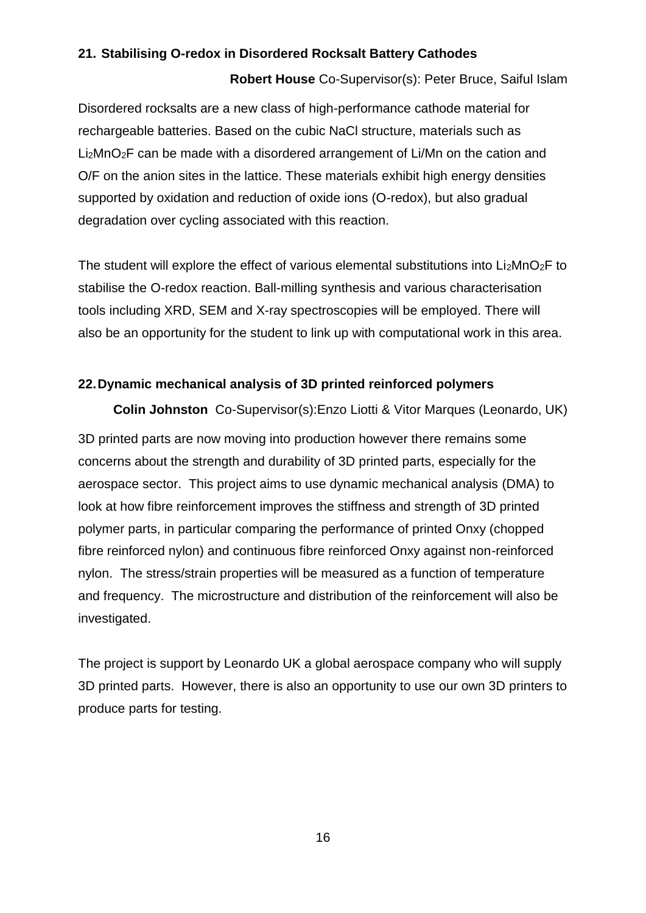### 21. Stabilising O-redox in Disordered Rocksalt Battery Cathodes

**Robert House** Co-Supervisor(s): Peter Bruce, Saiful Islam

Disordered rocksalts are a new class of high-performance cathode material for rechargeable batteries. Based on the cubic NaCl structure, materials such as $Li_2MnO_2F$ can be made with a disordered arrangement of Li/Mn on the cation and O/F on the anion sites in the lattice. These materials exhibit high energy densities supported by oxidation and reduction of oxide ions (O-redox), but also gradual degradation over cycling associated with this reaction.

The student will explore the effect of various elemental substitutions into $Li_2MnO_2F$ to stabilise the O-redox reaction. Ball-milling synthesis and various characterisation tools including XRD, SEM and X-ray spectroscopies will be employed. There will also be an opportunity for the student to link up with computational work in this area.

### 22. Dynamic mechanical analysis of 3D printed reinforced polymers

**Colin Johnston** Co-Supervisor(s):Enzo Liotti & Vitor Marques (Leonardo, UK)

3D printed parts are now moving into production however there remains some concerns about the strength and durability of 3D printed parts, especially for the aerospace sector. This project aims to use dynamic mechanical analysis (DMA) to look at how fibre reinforcement improves the stiffness and strength of 3D printed polymer parts, in particular comparing the performance of printed Onxy (chopped fibre reinforced nylon) and continuous fibre reinforced Onxy against non-reinforced nylon. The stress/strain properties will be measured as a function of temperature and frequency. The microstructure and distribution of the reinforcement will also be investigated.

The project is support by Leonardo UK a global aerospace company who will supply 3D printed parts. However, there is also an opportunity to use our own 3D printers to produce parts for testing.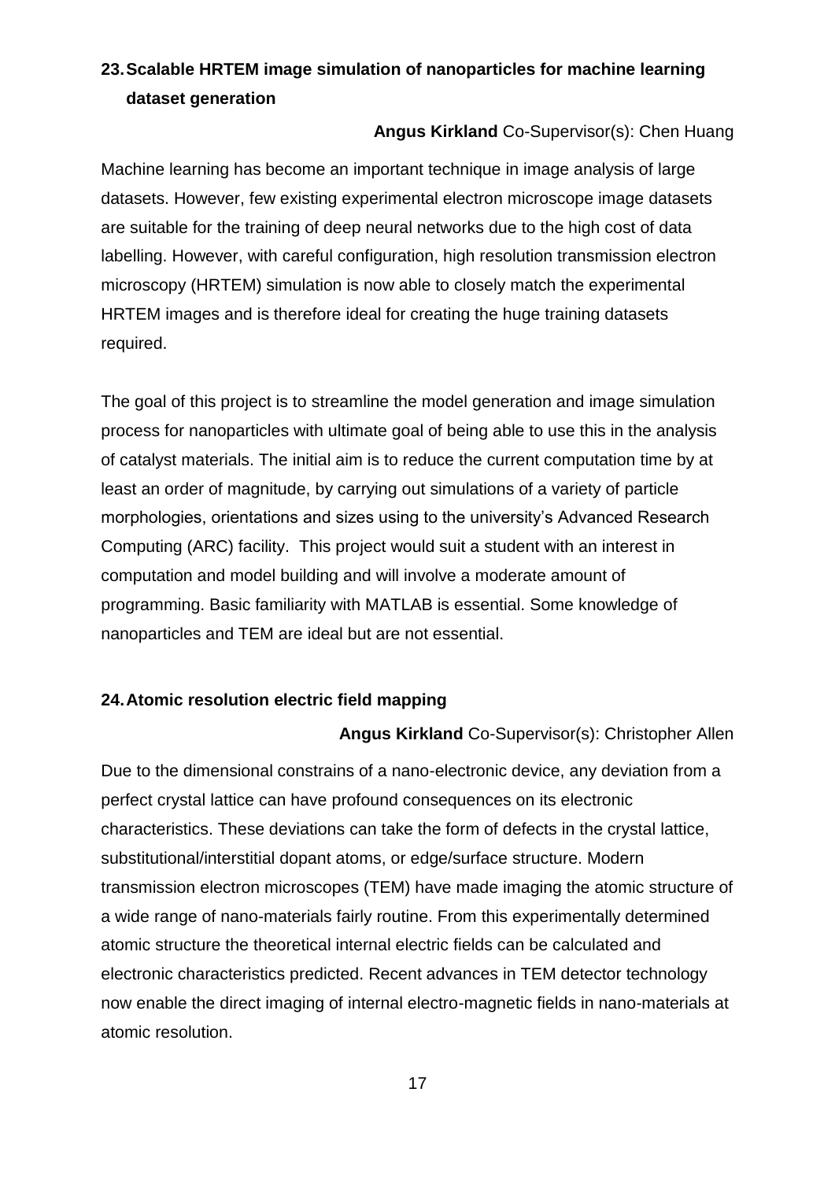## 23. Scalable HRTEM image simulation of nanoparticles for machine learning dataset generation

**Angus Kirkland** Co-Supervisor(s): Chen Huang

Machine learning has become an important technique in image analysis of large datasets. However, few existing experimental electron microscope image datasets are suitable for the training of deep neural networks due to the high cost of data labelling. However, with careful configuration, high resolution transmission electron microscopy (HRTEM) simulation is now able to closely match the experimental HRTEM images and is therefore ideal for creating the huge training datasets required.

The goal of this project is to streamline the model generation and image simulation process for nanoparticles with ultimate goal of being able to use this in the analysis of catalyst materials. The initial aim is to reduce the current computation time by at least an order of magnitude, by carrying out simulations of a variety of particle morphologies, orientations and sizes using to the university's Advanced Research Computing (ARC) facility. This project would suit a student with an interest in computation and model building and will involve a moderate amount of programming. Basic familiarity with MATLAB is essential. Some knowledge of nanoparticles and TEM are ideal but are not essential.

## 24. Atomic resolution electric field mapping

**Angus Kirkland** Co-Supervisor(s): Christopher Allen

Due to the dimensional constrains of a nano-electronic device, any deviation from a perfect crystal lattice can have profound consequences on its electronic characteristics. These deviations can take the form of defects in the crystal lattice, substitutional/interstitial dopant atoms, or edge/surface structure. Modern transmission electron microscopes (TEM) have made imaging the atomic structure of a wide range of nano-materials fairly routine. From this experimentally determined atomic structure the theoretical internal electric fields can be calculated and electronic characteristics predicted. Recent advances in TEM detector technology now enable the direct imaging of internal electro-magnetic fields in nano-materials at atomic resolution.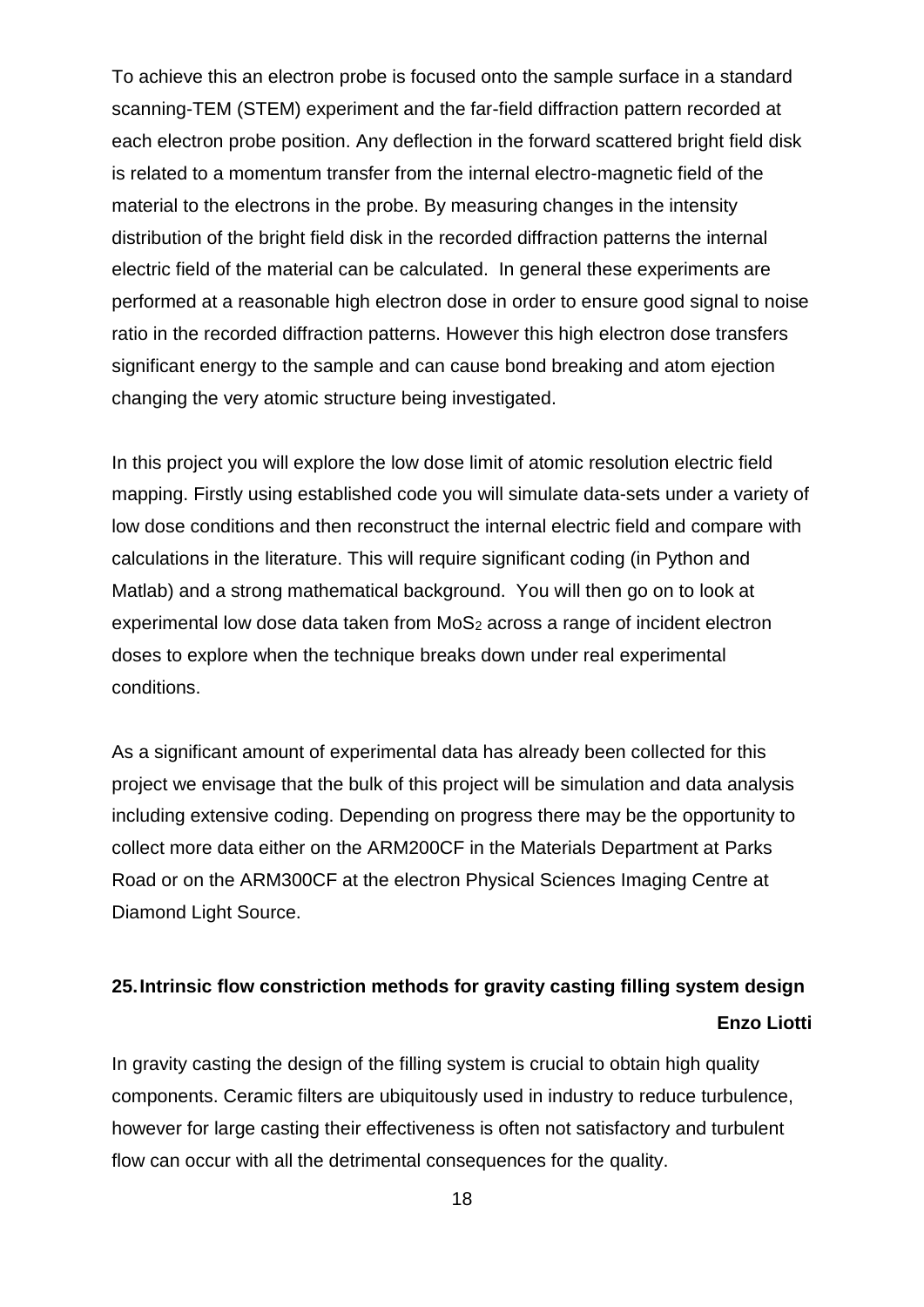To achieve this an electron probe is focused onto the sample surface in a standard scanning-TEM (STEM) experiment and the far-field diffraction pattern recorded at each electron probe position. Any deflection in the forward scattered bright field disk is related to a momentum transfer from the internal electro-magnetic field of the material to the electrons in the probe. By measuring changes in the intensity distribution of the bright field disk in the recorded diffraction patterns the internal electric field of the material can be calculated. In general these experiments are performed at a reasonable high electron dose in order to ensure good signal to noise ratio in the recorded diffraction patterns. However this high electron dose transfers significant energy to the sample and can cause bond breaking and atom ejection changing the very atomic structure being investigated.

In this project you will explore the low dose limit of atomic resolution electric field mapping. Firstly using established code you will simulate data-sets under a variety of low dose conditions and then reconstruct the internal electric field and compare with calculations in the literature. This will require significant coding (in Python and Matlab) and a strong mathematical background. You will then go on to look at experimental low dose data taken from $MoS_2$ across a range of incident electron doses to explore when the technique breaks down under real experimental conditions.

As a significant amount of experimental data has already been collected for this project we envisage that the bulk of this project will be simulation and data analysis including extensive coding. Depending on progress there may be the opportunity to collect more data either on the ARM200CF in the Materials Department at Parks Road or on the ARM300CF at the electron Physical Sciences Imaging Centre at Diamond Light Source.

## 25. Intrinsic flow constriction methods for gravity casting filling system design

**Enzo Liotti**

In gravity casting the design of the filling system is crucial to obtain high quality components. Ceramic filters are ubiquitously used in industry to reduce turbulence, however for large casting their effectiveness is often not satisfactory and turbulent flow can occur with all the detrimental consequences for the quality.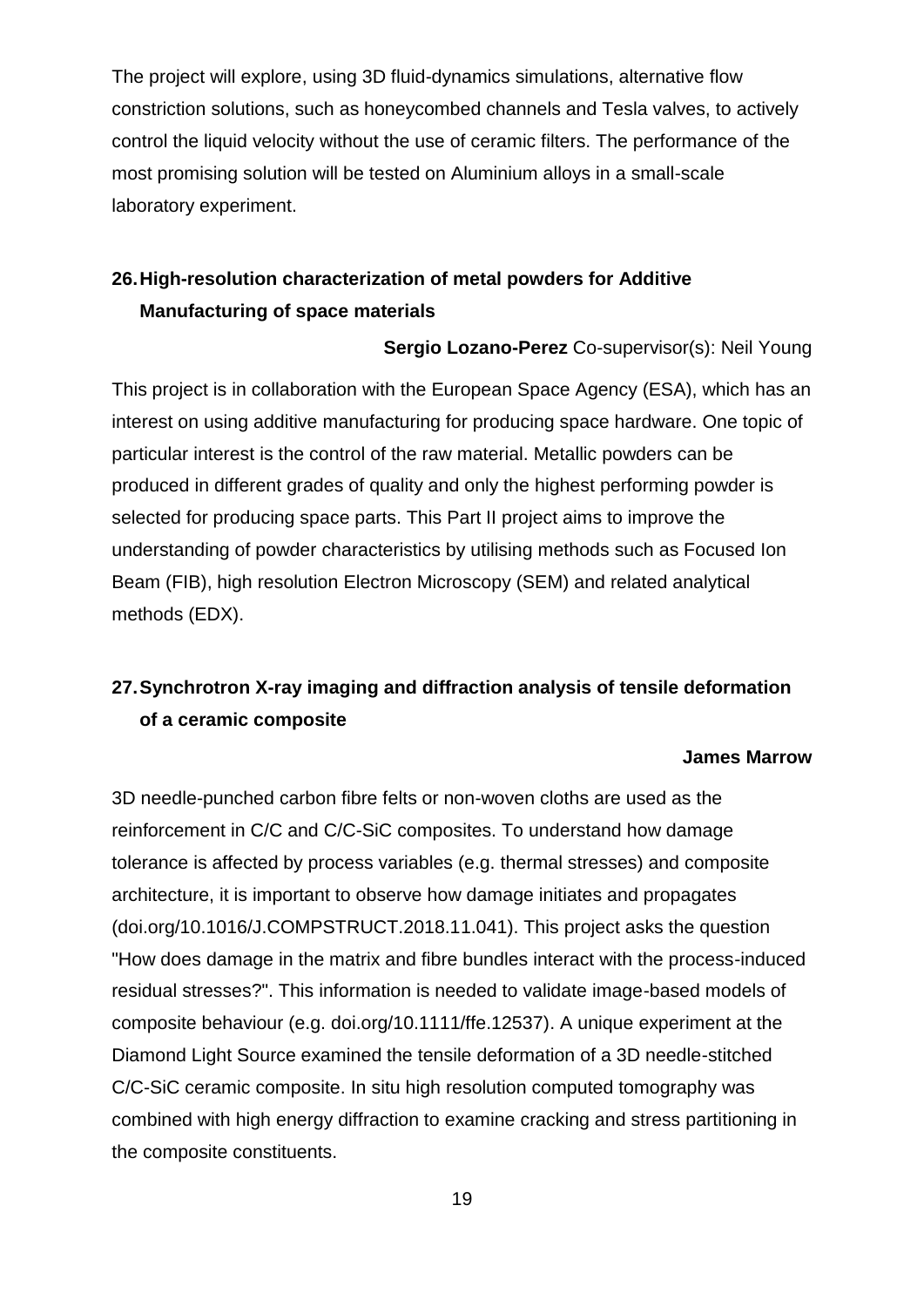The project will explore, using 3D fluid-dynamics simulations, alternative flow constriction solutions, such as honeycombed channels and Tesla valves, to actively control the liquid velocity without the use of ceramic filters. The performance of the most promising solution will be tested on Aluminium alloys in a small-scale laboratory experiment.

## 26. High-resolution characterization of metal powders for Additive Manufacturing of space materials

**Sergio Lozano-Perez** Co-supervisor(s): Neil Young

This project is in collaboration with the European Space Agency (ESA), which has an interest on using additive manufacturing for producing space hardware. One topic of particular interest is the control of the raw material. Metallic powders can be produced in different grades of quality and only the highest performing powder is selected for producing space parts. This Part II project aims to improve the understanding of powder characteristics by utilising methods such as Focused Ion Beam (FIB), high resolution Electron Microscopy (SEM) and related analytical methods (EDX).

## 27. Synchrotron X-ray imaging and diffraction analysis of tensile deformation of a ceramic composite

**James Marrow**

3D needle-punched carbon fibre felts or non-woven cloths are used as the reinforcement in C/C and C/C-SiC composites. To understand how damage tolerance is affected by process variables (e.g. thermal stresses) and composite architecture, it is important to observe how damage initiates and propagates (doi.org/10.1016/J.COMPSTRUCT.2018.11.041). This project asks the question "How does damage in the matrix and fibre bundles interact with the process-induced residual stresses?". This information is needed to validate image-based models of composite behaviour (e.g. doi.org/10.1111/ffe.12537). A unique experiment at the Diamond Light Source examined the tensile deformation of a 3D needle-stitched C/C-SiC ceramic composite. In situ high resolution computed tomography was combined with high energy diffraction to examine cracking and stress partitioning in the composite constituents.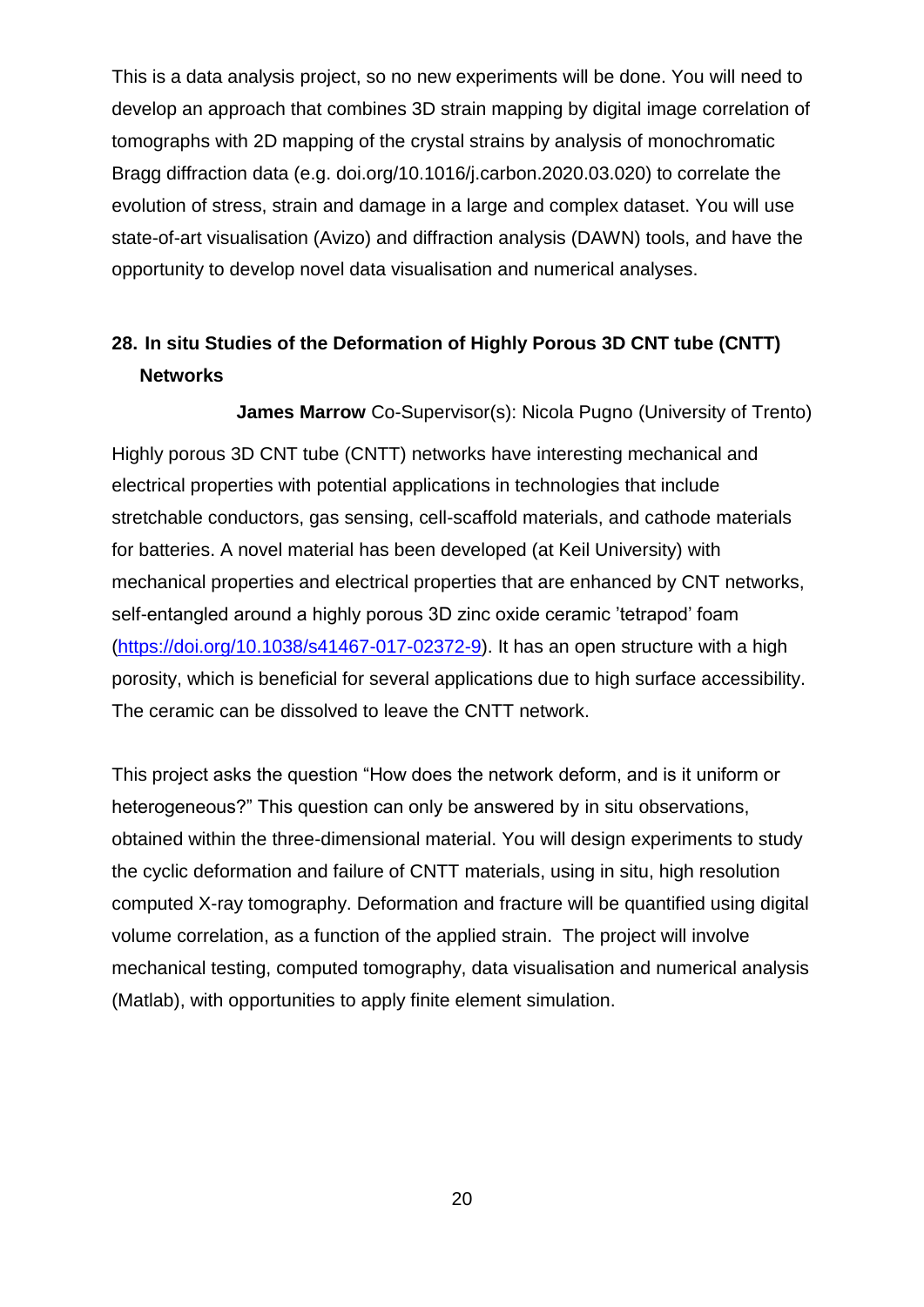This is a data analysis project, so no new experiments will be done. You will need to develop an approach that combines 3D strain mapping by digital image correlation of tomographs with 2D mapping of the crystal strains by analysis of monochromatic Bragg diffraction data (e.g. doi.org/10.1016/j.carbon.2020.03.020) to correlate the evolution of stress, strain and damage in a large and complex dataset. You will use state-of-art visualisation (Avizo) and diffraction analysis (DAWN) tools, and have the opportunity to develop novel data visualisation and numerical analyses.

## 28. In situ Studies of the Deformation of Highly Porous 3D CNT tube (CNTT) Networks

**James Marrow** Co-Supervisor(s): Nicola Pugno (University of Trento)

Highly porous 3D CNT tube (CNTT) networks have interesting mechanical and electrical properties with potential applications in technologies that include stretchable conductors, gas sensing, cell-scaffold materials, and cathode materials for batteries. A novel material has been developed (at Keil University) with mechanical properties and electrical properties that are enhanced by CNT networks, self-entangled around a highly porous 3D zinc oxide ceramic 'tetrapod' foam (https://doi.org/10.1038/s41467-017-02372-9). It has an open structure with a high porosity, which is beneficial for several applications due to high surface accessibility. The ceramic can be dissolved to leave the CNTT network.

This project asks the question "How does the network deform, and is it uniform or heterogeneous?" This question can only be answered by in situ observations, obtained within the three-dimensional material. You will design experiments to study the cyclic deformation and failure of CNTT materials, using in situ, high resolution computed X-ray tomography. Deformation and fracture will be quantified using digital volume correlation, as a function of the applied strain. The project will involve mechanical testing, computed tomography, data visualisation and numerical analysis (Matlab), with opportunities to apply finite element simulation.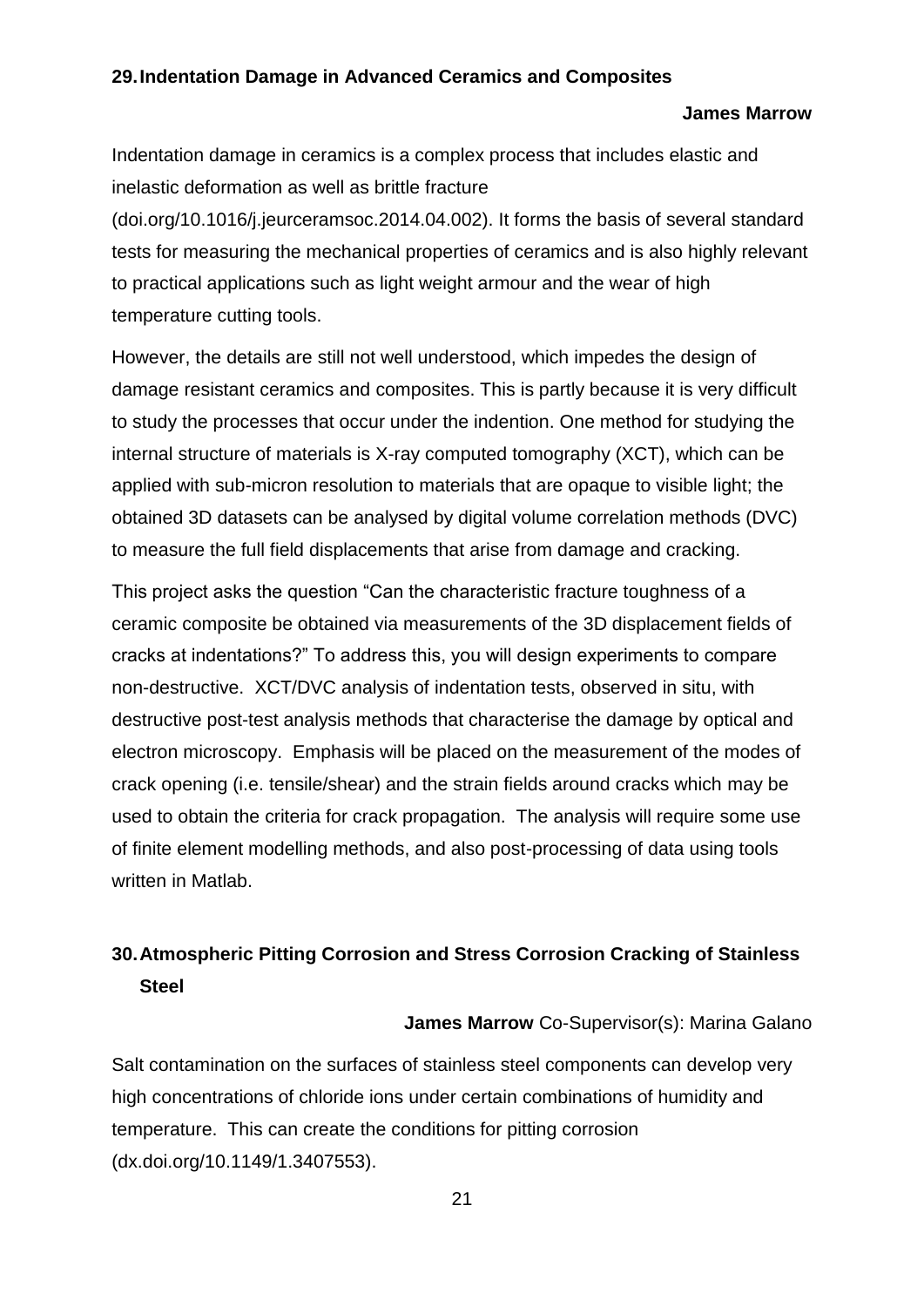## 29. Indentation Damage in Advanced Ceramics and Composites

**James Marrow**

Indentation damage in ceramics is a complex process that includes elastic and inelastic deformation as well as brittle fracture (doi.org/10.1016/j.jeurceramsoc.2014.04.002). It forms the basis of several standard tests for measuring the mechanical properties of ceramics and is also highly relevant to practical applications such as light weight armour and the wear of high temperature cutting tools.

However, the details are still not well understood, which impedes the design of damage resistant ceramics and composites. This is partly because it is very difficult to study the processes that occur under the indention. One method for studying the internal structure of materials is X-ray computed tomography (XCT), which can be applied with sub-micron resolution to materials that are opaque to visible light; the obtained 3D datasets can be analysed by digital volume correlation methods (DVC) to measure the full field displacements that arise from damage and cracking.

This project asks the question "Can the characteristic fracture toughness of a ceramic composite be obtained via measurements of the 3D displacement fields of cracks at indentations?" To address this, you will design experiments to compare non-destructive. XCT/DVC analysis of indentation tests, observed in situ, with destructive post-test analysis methods that characterise the damage by optical and electron microscopy. Emphasis will be placed on the measurement of the modes of crack opening (i.e. tensile/shear) and the strain fields around cracks which may be used to obtain the criteria for crack propagation. The analysis will require some use of finite element modelling methods, and also post-processing of data using tools written in Matlab.

## 30. Atmospheric Pitting Corrosion and Stress Corrosion Cracking of Stainless Steel

**James Marrow** Co-Supervisor(s): Marina Galano

Salt contamination on the surfaces of stainless steel components can develop very high concentrations of chloride ions under certain combinations of humidity and temperature. This can create the conditions for pitting corrosion (dx.doi.org/10.1149/1.3407553).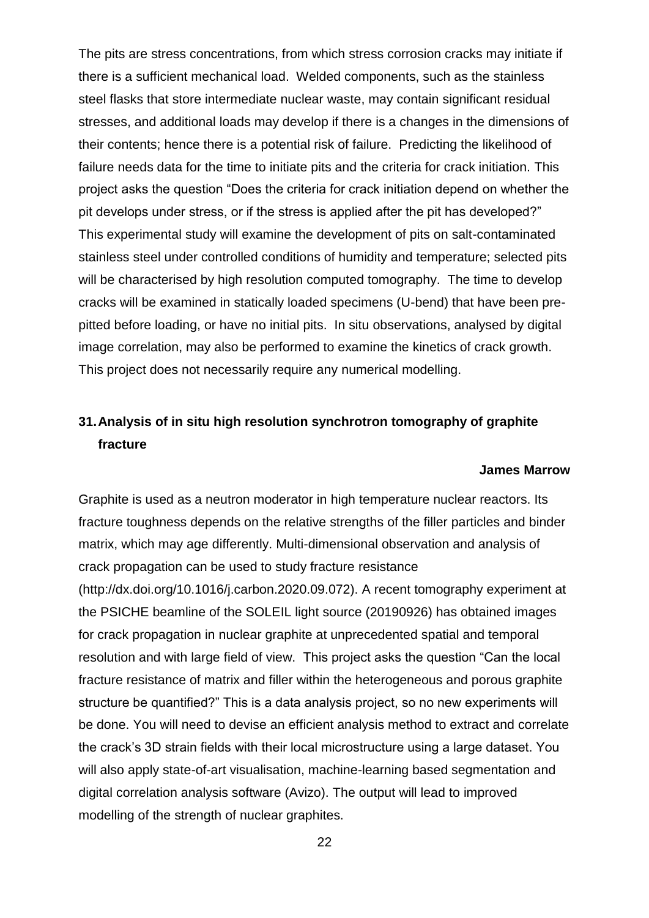The pits are stress concentrations, from which stress corrosion cracks may initiate if there is a sufficient mechanical load. Welded components, such as the stainless steel flasks that store intermediate nuclear waste, may contain significant residual stresses, and additional loads may develop if there is a changes in the dimensions of their contents; hence there is a potential risk of failure. Predicting the likelihood of failure needs data for the time to initiate pits and the criteria for crack initiation. This project asks the question "Does the criteria for crack initiation depend on whether the pit develops under stress, or if the stress is applied after the pit has developed?" This experimental study will examine the development of pits on salt-contaminated stainless steel under controlled conditions of humidity and temperature; selected pits will be characterised by high resolution computed tomography. The time to develop cracks will be examined in statically loaded specimens (U-bend) that have been pre-pitted before loading, or have no initial pits. In situ observations, analysed by digital image correlation, may also be performed to examine the kinetics of crack growth. This project does not necessarily require any numerical modelling.

## 31. Analysis of in situ high resolution synchrotron tomography of graphite fracture

**James Marrow**

Graphite is used as a neutron moderator in high temperature nuclear reactors. Its fracture toughness depends on the relative strengths of the filler particles and binder matrix, which may age differently. Multi-dimensional observation and analysis of crack propagation can be used to study fracture resistance (http://dx.doi.org/10.1016/j.carbon.2020.09.072). A recent tomography experiment at the PSICHE beamline of the SOLEIL light source (20190926) has obtained images for crack propagation in nuclear graphite at unprecedented spatial and temporal resolution and with large field of view. This project asks the question "Can the local fracture resistance of matrix and filler within the heterogeneous and porous graphite structure be quantified?" This is a data analysis project, so no new experiments will be done. You will need to devise an efficient analysis method to extract and correlate the crack's 3D strain fields with their local microstructure using a large dataset. You will also apply state-of-art visualisation, machine-learning based segmentation and digital correlation analysis software (Avizo). The output will lead to improved modelling of the strength of nuclear graphites.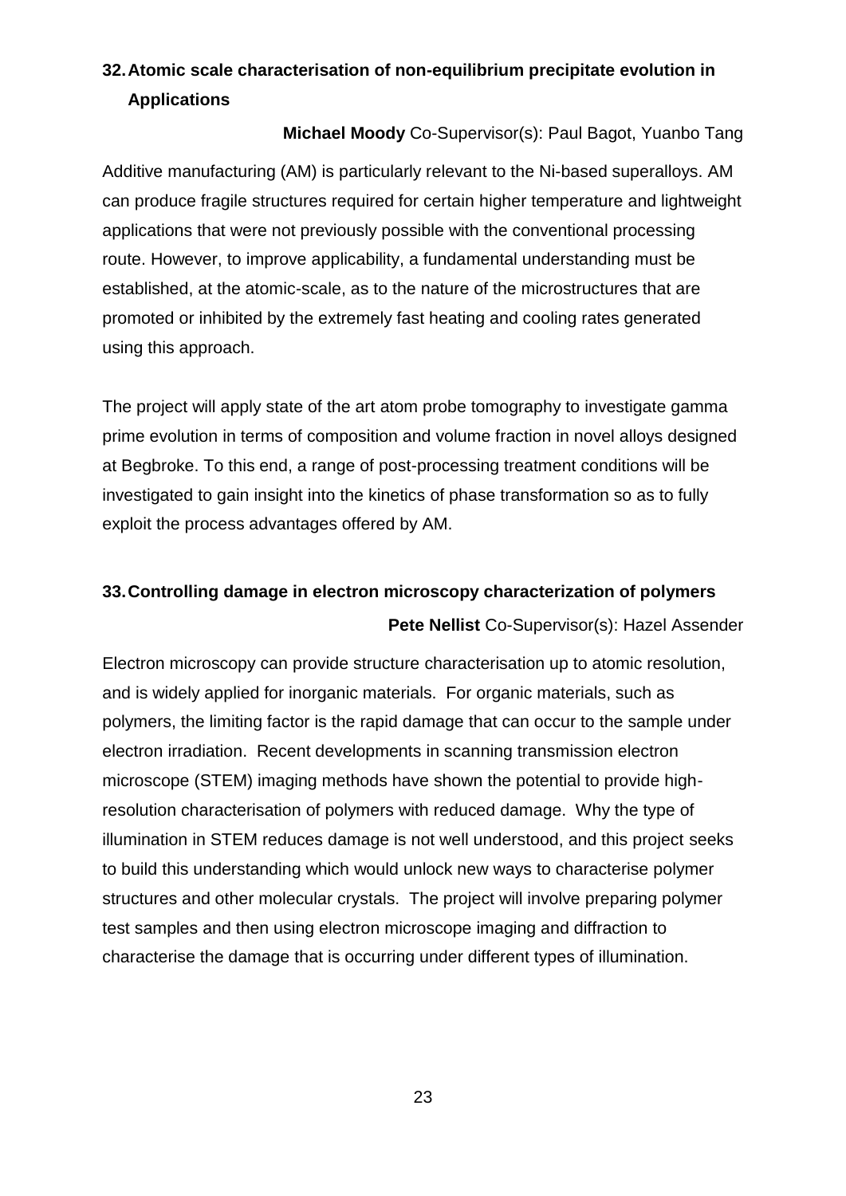### 32. Atomic scale characterisation of non-equilibrium precipitate evolution in Applications

**Michael Moody** Co-Supervisor(s): Paul Bagot, Yuanbo Tang

Additive manufacturing (AM) is particularly relevant to the Ni-based superalloys. AM can produce fragile structures required for certain higher temperature and lightweight applications that were not previously possible with the conventional processing route. However, to improve applicability, a fundamental understanding must be established, at the atomic-scale, as to the nature of the microstructures that are promoted or inhibited by the extremely fast heating and cooling rates generated using this approach.

The project will apply state of the art atom probe tomography to investigate gamma prime evolution in terms of composition and volume fraction in novel alloys designed at Begbroke. To this end, a range of post-processing treatment conditions will be investigated to gain insight into the kinetics of phase transformation so as to fully exploit the process advantages offered by AM.

### 33. Controlling damage in electron microscopy characterization of polymers

**Pete Nellist** Co-Supervisor(s): Hazel Assender

Electron microscopy can provide structure characterisation up to atomic resolution, and is widely applied for inorganic materials. For organic materials, such as polymers, the limiting factor is the rapid damage that can occur to the sample under electron irradiation. Recent developments in scanning transmission electron microscope (STEM) imaging methods have shown the potential to provide high-resolution characterisation of polymers with reduced damage. Why the type of illumination in STEM reduces damage is not well understood, and this project seeks to build this understanding which would unlock new ways to characterise polymer structures and other molecular crystals. The project will involve preparing polymer test samples and then using electron microscope imaging and diffraction to characterise the damage that is occurring under different types of illumination.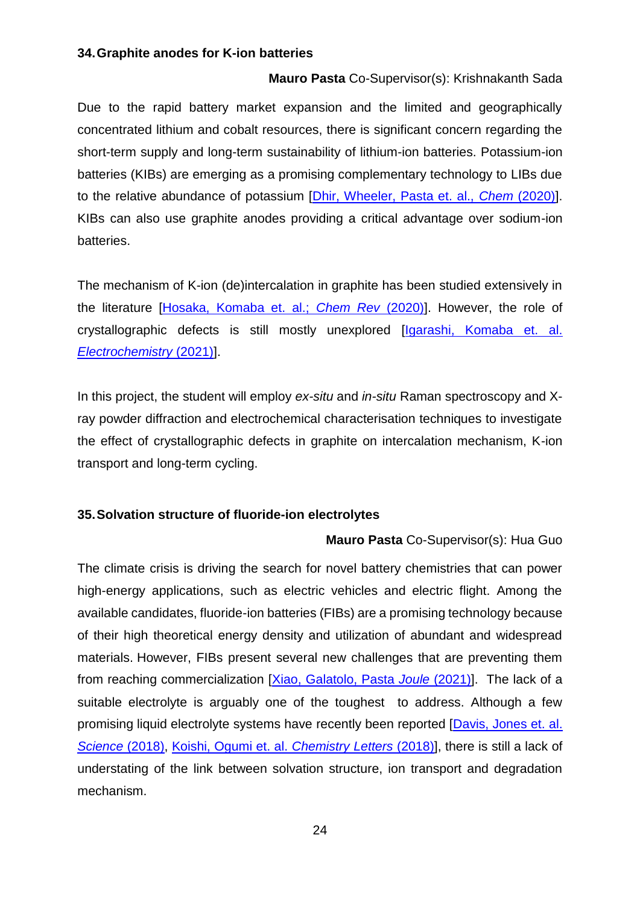### 34. Graphite anodes for K-ion batteries

**Mauro Pasta** Co-Supervisor(s): Krishnakanth Sada

Due to the rapid battery market expansion and the limited and geographically concentrated lithium and cobalt resources, there is significant concern regarding the short-term supply and long-term sustainability of lithium-ion batteries. Potassium-ion batteries (KIBs) are emerging as a promising complementary technology to LIBs due to the relative abundance of potassium [Dhir, Wheeler, Pasta et. al., *Chem* (2020)]. KIBs can also use graphite anodes providing a critical advantage over sodium-ion batteries.

The mechanism of K-ion (de)intercalation in graphite has been studied extensively in the literature [Hosaka, Komaba et. al.; *Chem Rev* (2020)]. However, the role of crystallographic defects is still mostly unexplored [Igarashi, Komaba et. al. *Electrochemistry* (2021)].

In this project, the student will employ *ex-situ* and *in-situ* Raman spectroscopy and X-ray powder diffraction and electrochemical characterisation techniques to investigate the effect of crystallographic defects in graphite on intercalation mechanism, K-ion transport and long-term cycling.

### 35. Solvation structure of fluoride-ion electrolytes

**Mauro Pasta** Co-Supervisor(s): Hua Guo

The climate crisis is driving the search for novel battery chemistries that can power high-energy applications, such as electric vehicles and electric flight. Among the available candidates, fluoride-ion batteries (FIBs) are a promising technology because of their high theoretical energy density and utilization of abundant and widespread materials. However, FIBs present several new challenges that are preventing them from reaching commercialization [Xiao, Galatolo, Pasta *Joule* (2021)]. The lack of a suitable electrolyte is arguably one of the toughest to address. Although a few promising liquid electrolyte systems have recently been reported [Davis, Jones et. al. *Science* (2018), Koishi, Ogumi et. al. *Chemistry Letters* (2018)], there is still a lack of understating of the link between solvation structure, ion transport and degradation mechanism.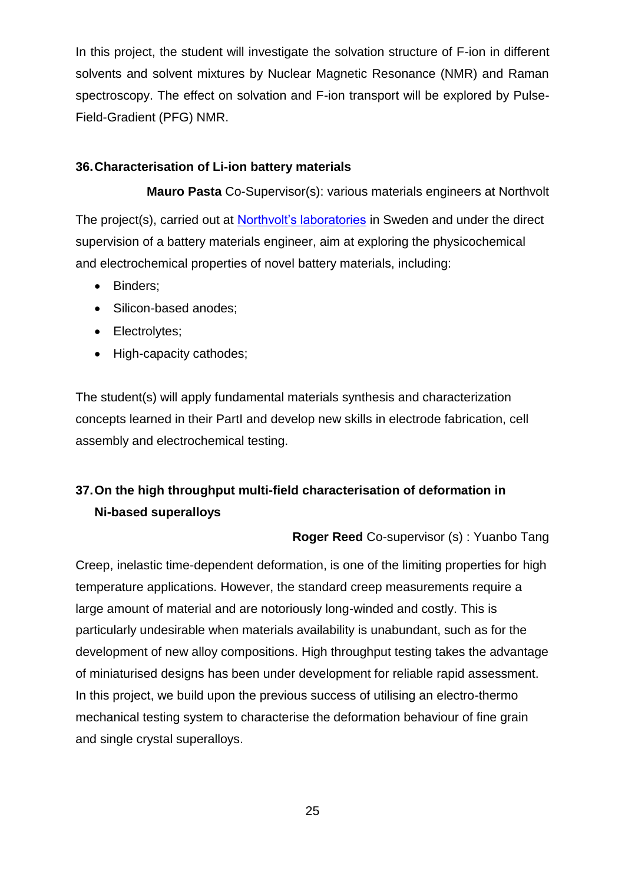In this project, the student will investigate the solvation structure of F-ion in different solvents and solvent mixtures by Nuclear Magnetic Resonance (NMR) and Raman spectroscopy. The effect on solvation and F-ion transport will be explored by Pulse-Field-Gradient (PFG) NMR.

### 36. Characterisation of Li-ion battery materials

**Mauro Pasta** Co-Supervisor(s): various materials engineers at Northvolt

The project(s), carried out at Northvolt's laboratories in Sweden and under the direct supervision of a battery materials engineer, aim at exploring the physicochemical and electrochemical properties of novel battery materials, including:

- Binders;
- Silicon-based anodes;
- Electrolytes;
- High-capacity cathodes;

The student(s) will apply fundamental materials synthesis and characterization concepts learned in their PartI and develop new skills in electrode fabrication, cell assembly and electrochemical testing.

### 37. On the high throughput multi-field characterisation of deformation in Ni-based superalloys

**Roger Reed** Co-supervisor (s) : Yuanbo Tang

Creep, inelastic time-dependent deformation, is one of the limiting properties for high temperature applications. However, the standard creep measurements require a large amount of material and are notoriously long-winded and costly. This is particularly undesirable when materials availability is unabundant, such as for the development of new alloy compositions. High throughput testing takes the advantage of miniaturised designs has been under development for reliable rapid assessment. In this project, we build upon the previous success of utilising an electro-thermo mechanical testing system to characterise the deformation behaviour of fine grain and single crystal superalloys.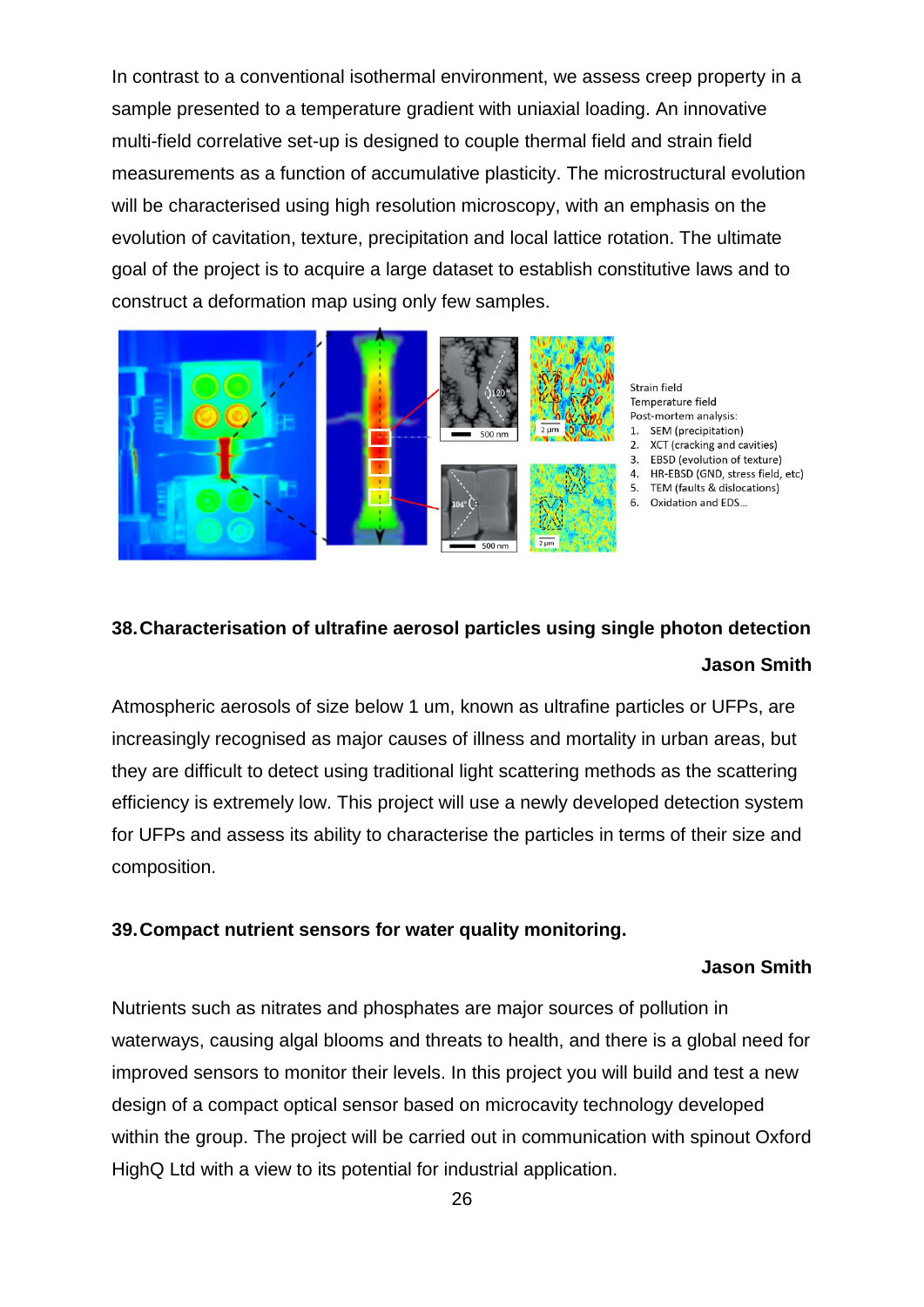In contrast to a conventional isothermal environment, we assess creep property in a sample presented to a temperature gradient with uniaxial loading. An innovative multi-field correlative set-up is designed to couple thermal field and strain field measurements as a function of accumulative plasticity. The microstructural evolution will be characterised using high resolution microscopy, with an emphasis on the evolution of cavitation, texture, precipitation and local lattice rotation. The ultimate goal of the project is to acquire a large dataset to establish constitutive laws and to construct a deformation map using only few samples.

Strain field
Temperature field
Post-mortem analysis:

1. SEM (precipitation)
2. XCT (cracking and cavities)
3. EBSD (evolution of texture)
4. HR-EBSD (GND, stress field, etc)
5. TEM (faults & dislocations)
6. Oxidation and EDS...

## 38. Characterisation of ultrafine aerosol particles using single photon detection

**Jason Smith**

Atmospheric aerosols of size below 1 um, known as ultrafine particles or UFPs, are increasingly recognised as major causes of illness and mortality in urban areas, but they are difficult to detect using traditional light scattering methods as the scattering efficiency is extremely low. This project will use a newly developed detection system for UFPs and assess its ability to characterise the particles in terms of their size and composition.

## 39. Compact nutrient sensors for water quality monitoring.

**Jason Smith**

Nutrients such as nitrates and phosphates are major sources of pollution in waterways, causing algal blooms and threats to health, and there is a global need for improved sensors to monitor their levels. In this project you will build and test a new design of a compact optical sensor based on microcavity technology developed within the group. The project will be carried out in communication with spinout Oxford HighQ Ltd with a view to its potential for industrial application.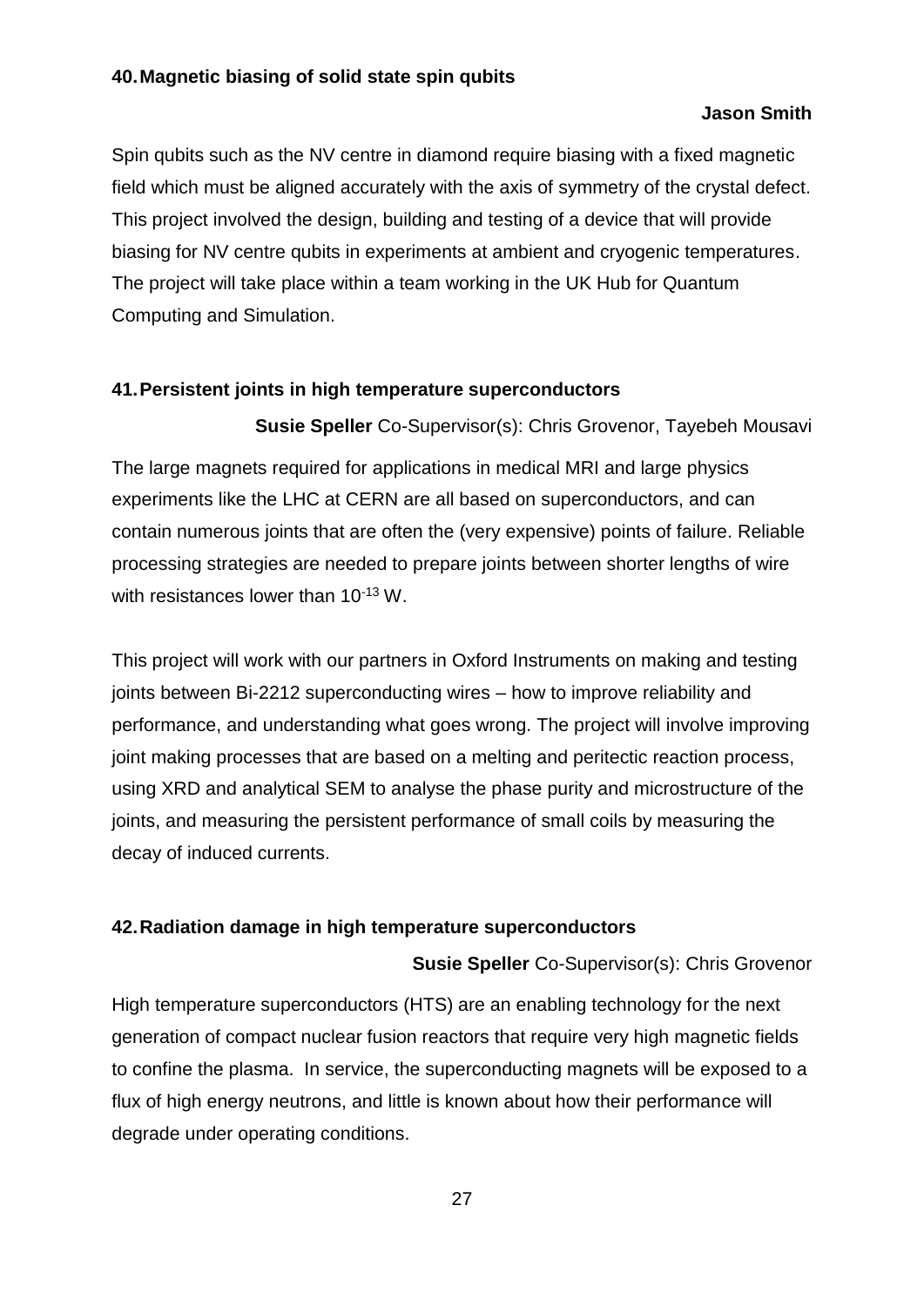### 40. Magnetic biasing of solid state spin qubits

**Jason Smith**

Spin qubits such as the NV centre in diamond require biasing with a fixed magnetic field which must be aligned accurately with the axis of symmetry of the crystal defect. This project involved the design, building and testing of a device that will provide biasing for NV centre qubits in experiments at ambient and cryogenic temperatures. The project will take place within a team working in the UK Hub for Quantum Computing and Simulation.

### 41. Persistent joints in high temperature superconductors

**Susie Speller** Co-Supervisor(s): Chris Grovenor, Tayebeh Mousavi

The large magnets required for applications in medical MRI and large physics experiments like the LHC at CERN are all based on superconductors, and can contain numerous joints that are often the (very expensive) points of failure. Reliable processing strategies are needed to prepare joints between shorter lengths of wire with resistances lower than $10^{-13}$ W.

This project will work with our partners in Oxford Instruments on making and testing joints between Bi-2212 superconducting wires – how to improve reliability and performance, and understanding what goes wrong. The project will involve improving joint making processes that are based on a melting and peritectic reaction process, using XRD and analytical SEM to analyse the phase purity and microstructure of the joints, and measuring the persistent performance of small coils by measuring the decay of induced currents.

### 42. Radiation damage in high temperature superconductors

**Susie Speller** Co-Supervisor(s): Chris Grovenor

High temperature superconductors (HTS) are an enabling technology for the next generation of compact nuclear fusion reactors that require very high magnetic fields to confine the plasma. In service, the superconducting magnets will be exposed to a flux of high energy neutrons, and little is known about how their performance will degrade under operating conditions.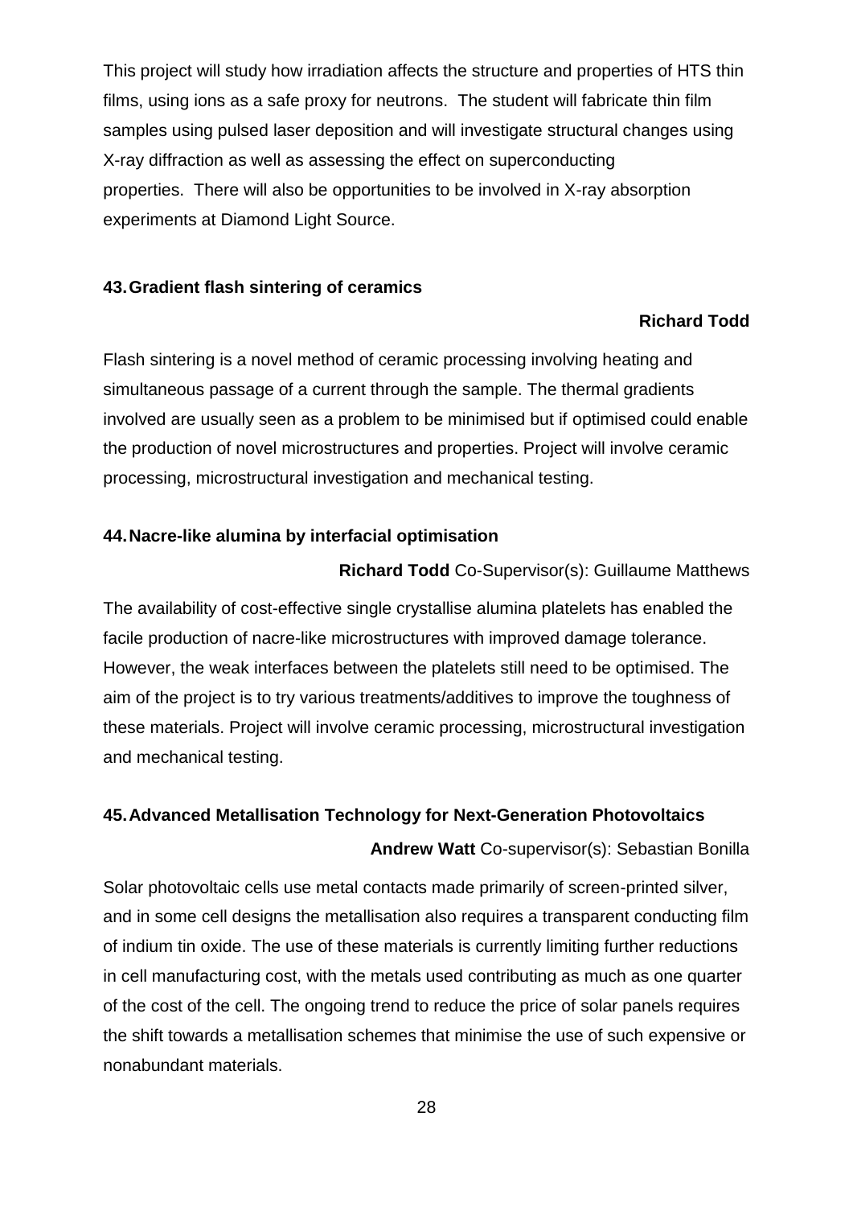This project will study how irradiation affects the structure and properties of HTS thin films, using ions as a safe proxy for neutrons. The student will fabricate thin film samples using pulsed laser deposition and will investigate structural changes using X-ray diffraction as well as assessing the effect on superconducting properties. There will also be opportunities to be involved in X-ray absorption experiments at Diamond Light Source.

### 43. Gradient flash sintering of ceramics

**Richard Todd**

Flash sintering is a novel method of ceramic processing involving heating and simultaneous passage of a current through the sample. The thermal gradients involved are usually seen as a problem to be minimised but if optimised could enable the production of novel microstructures and properties. Project will involve ceramic processing, microstructural investigation and mechanical testing.

### 44. Nacre-like alumina by interfacial optimisation

**Richard Todd** Co-Supervisor(s): Guillaume Matthews

The availability of cost-effective single crystallise alumina platelets has enabled the facile production of nacre-like microstructures with improved damage tolerance. However, the weak interfaces between the platelets still need to be optimised. The aim of the project is to try various treatments/additives to improve the toughness of these materials. Project will involve ceramic processing, microstructural investigation and mechanical testing.

### 45. Advanced Metallisation Technology for Next-Generation Photovoltaics

**Andrew Watt** Co-supervisor(s): Sebastian Bonilla

Solar photovoltaic cells use metal contacts made primarily of screen-printed silver, and in some cell designs the metallisation also requires a transparent conducting film of indium tin oxide. The use of these materials is currently limiting further reductions in cell manufacturing cost, with the metals used contributing as much as one quarter of the cost of the cell. The ongoing trend to reduce the price of solar panels requires the shift towards a metallisation schemes that minimise the use of such expensive or nonabundant materials.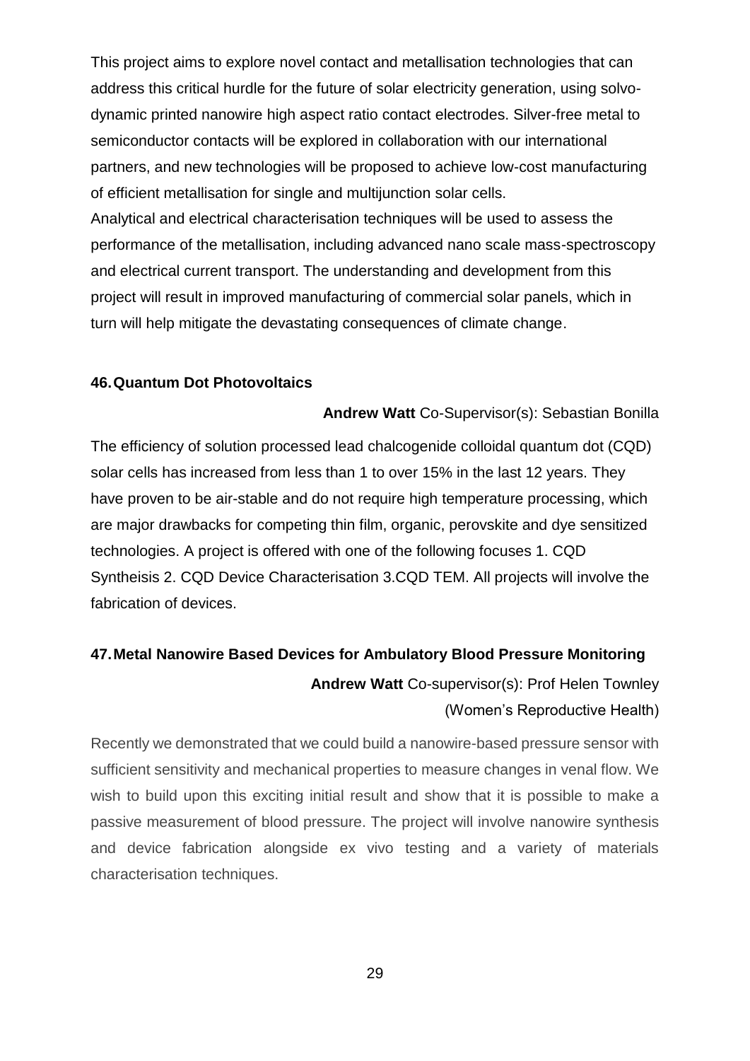This project aims to explore novel contact and metallisation technologies that can address this critical hurdle for the future of solar electricity generation, using solvo-dynamic printed nanowire high aspect ratio contact electrodes. Silver-free metal to semiconductor contacts will be explored in collaboration with our international partners, and new technologies will be proposed to achieve low-cost manufacturing of efficient metallisation for single and multijunction solar cells.
Analytical and electrical characterisation techniques will be used to assess the performance of the metallisation, including advanced nano scale mass-spectroscopy and electrical current transport. The understanding and development from this project will result in improved manufacturing of commercial solar panels, which in turn will help mitigate the devastating consequences of climate change.

### 46. Quantum Dot Photovoltaics

**Andrew Watt** Co-Supervisor(s): Sebastian Bonilla

The efficiency of solution processed lead chalcogenide colloidal quantum dot (CQD) solar cells has increased from less than 1 to over 15% in the last 12 years. They have proven to be air-stable and do not require high temperature processing, which are major drawbacks for competing thin film, organic, perovskite and dye sensitized technologies. A project is offered with one of the following focuses 1. CQD Syntheisis 2. CQD Device Characterisation 3.CQD TEM. All projects will involve the fabrication of devices.

### 47. Metal Nanowire Based Devices for Ambulatory Blood Pressure Monitoring

**Andrew Watt** Co-supervisor(s): Prof Helen Townley (Women's Reproductive Health)

Recently we demonstrated that we could build a nanowire-based pressure sensor with sufficient sensitivity and mechanical properties to measure changes in venal flow. We wish to build upon this exciting initial result and show that it is possible to make a passive measurement of blood pressure. The project will involve nanowire synthesis and device fabrication alongside ex vivo testing and a variety of materials characterisation techniques.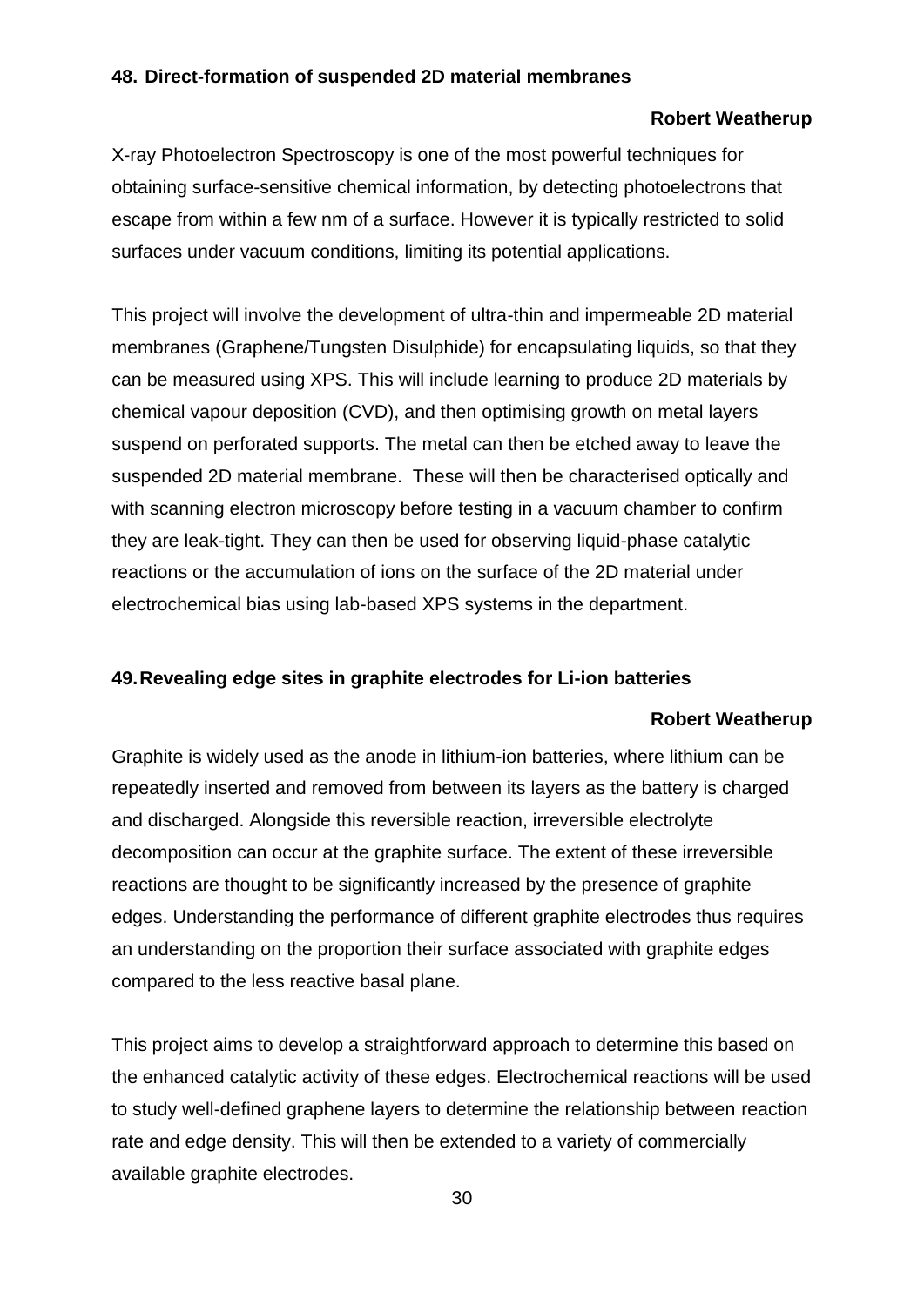### 48. Direct-formation of suspended 2D material membranes

**Robert Weatherup**

X-ray Photoelectron Spectroscopy is one of the most powerful techniques for obtaining surface-sensitive chemical information, by detecting photoelectrons that escape from within a few nm of a surface. However it is typically restricted to solid surfaces under vacuum conditions, limiting its potential applications.

This project will involve the development of ultra-thin and impermeable 2D material membranes (Graphene/Tungsten Disulphide) for encapsulating liquids, so that they can be measured using XPS. This will include learning to produce 2D materials by chemical vapour deposition (CVD), and then optimising growth on metal layers suspend on perforated supports. The metal can then be etched away to leave the suspended 2D material membrane. These will then be characterised optically and with scanning electron microscopy before testing in a vacuum chamber to confirm they are leak-tight. They can then be used for observing liquid-phase catalytic reactions or the accumulation of ions on the surface of the 2D material under electrochemical bias using lab-based XPS systems in the department.

### 49. Revealing edge sites in graphite electrodes for Li-ion batteries

**Robert Weatherup**

Graphite is widely used as the anode in lithium-ion batteries, where lithium can be repeatedly inserted and removed from between its layers as the battery is charged and discharged. Alongside this reversible reaction, irreversible electrolyte decomposition can occur at the graphite surface. The extent of these irreversible reactions are thought to be significantly increased by the presence of graphite edges. Understanding the performance of different graphite electrodes thus requires an understanding on the proportion their surface associated with graphite edges compared to the less reactive basal plane.

This project aims to develop a straightforward approach to determine this based on the enhanced catalytic activity of these edges. Electrochemical reactions will be used to study well-defined graphene layers to determine the relationship between reaction rate and edge density. This will then be extended to a variety of commercially available graphite electrodes.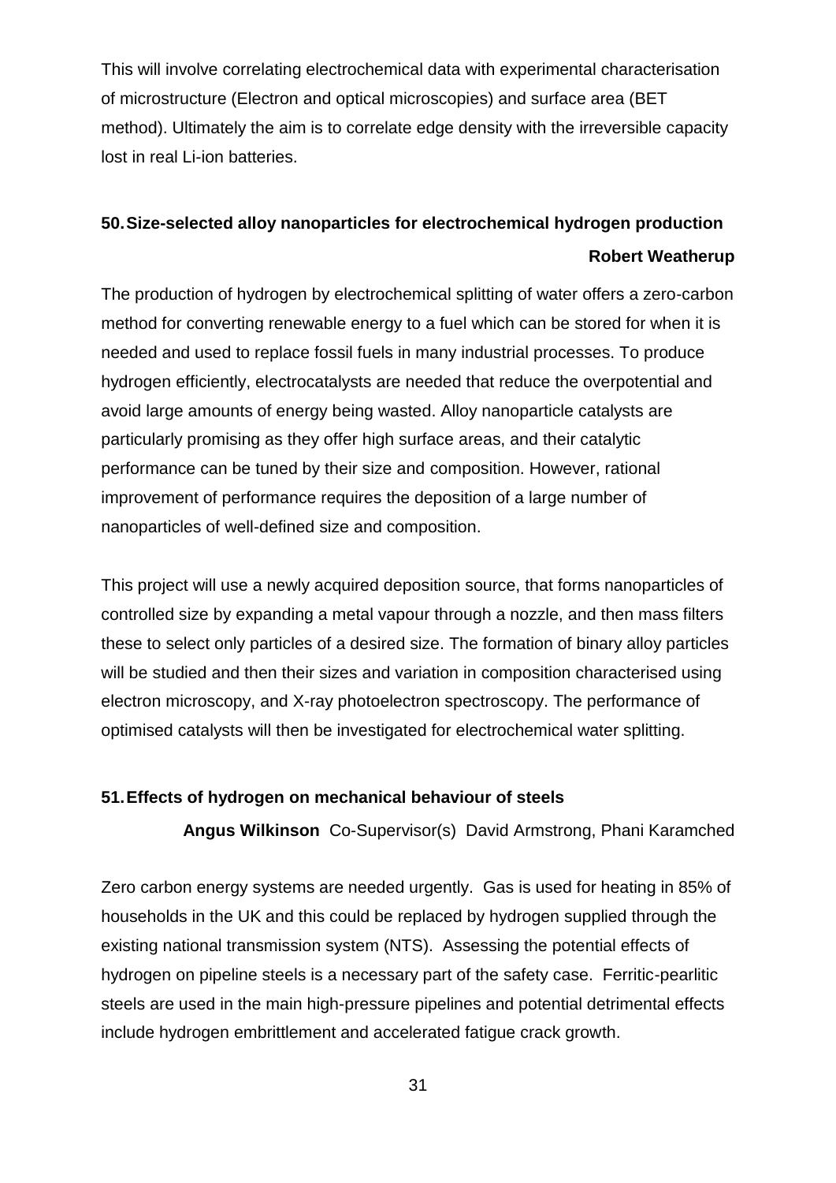This will involve correlating electrochemical data with experimental characterisation of microstructure (Electron and optical microscopies) and surface area (BET method). Ultimately the aim is to correlate edge density with the irreversible capacity lost in real Li-ion batteries.

### 50. Size-selected alloy nanoparticles for electrochemical hydrogen production

**Robert Weatherup**

The production of hydrogen by electrochemical splitting of water offers a zero-carbon method for converting renewable energy to a fuel which can be stored for when it is needed and used to replace fossil fuels in many industrial processes. To produce hydrogen efficiently, electrocatalysts are needed that reduce the overpotential and avoid large amounts of energy being wasted. Alloy nanoparticle catalysts are particularly promising as they offer high surface areas, and their catalytic performance can be tuned by their size and composition. However, rational improvement of performance requires the deposition of a large number of nanoparticles of well-defined size and composition.

This project will use a newly acquired deposition source, that forms nanoparticles of controlled size by expanding a metal vapour through a nozzle, and then mass filters these to select only particles of a desired size. The formation of binary alloy particles will be studied and then their sizes and variation in composition characterised using electron microscopy, and X-ray photoelectron spectroscopy. The performance of optimised catalysts will then be investigated for electrochemical water splitting.

### 51. Effects of hydrogen on mechanical behaviour of steels

**Angus Wilkinson** Co-Supervisor(s) David Armstrong, Phani Karamched

Zero carbon energy systems are needed urgently. Gas is used for heating in 85% of households in the UK and this could be replaced by hydrogen supplied through the existing national transmission system (NTS). Assessing the potential effects of hydrogen on pipeline steels is a necessary part of the safety case. Ferritic-pearlitic steels are used in the main high-pressure pipelines and potential detrimental effects include hydrogen embrittlement and accelerated fatigue crack growth.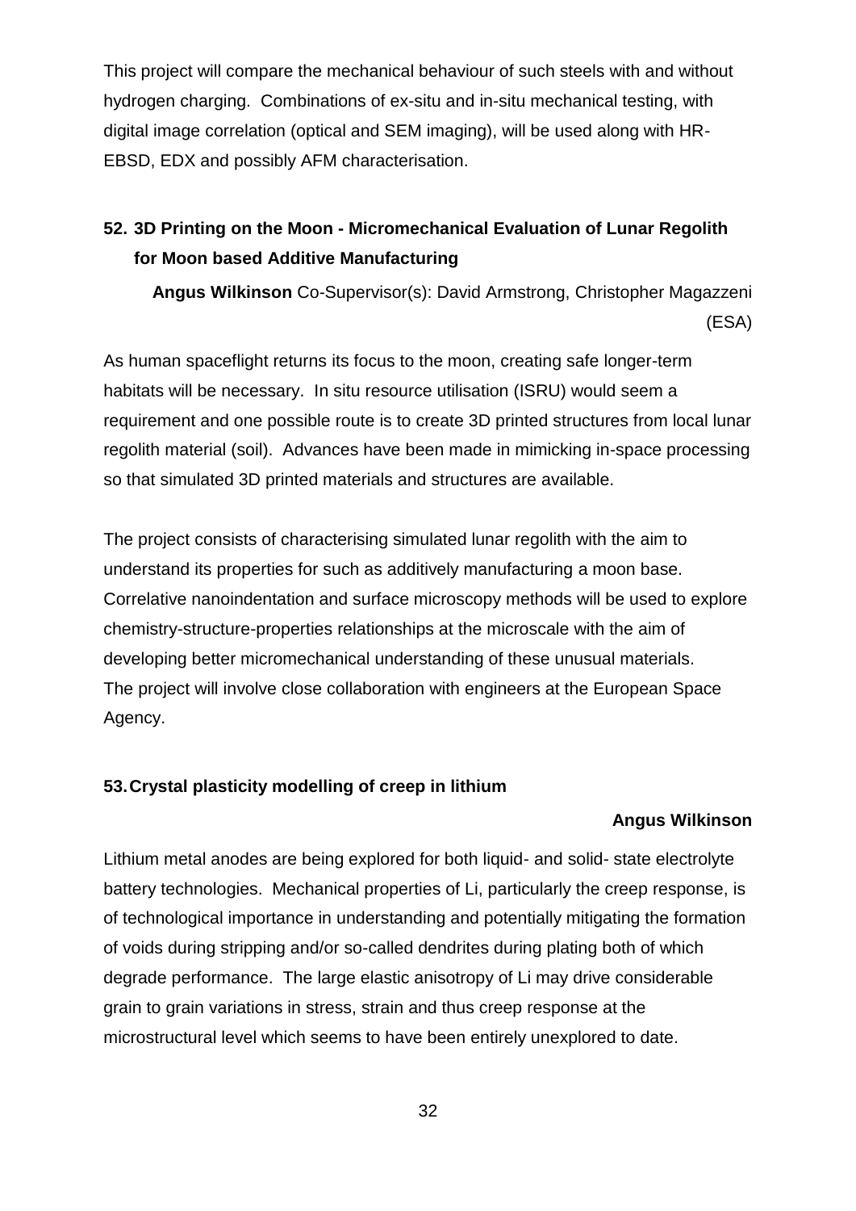This project will compare the mechanical behaviour of such steels with and without hydrogen charging. Combinations of ex-situ and in-situ mechanical testing, with digital image correlation (optical and SEM imaging), will be used along with HR-EBSD, EDX and possibly AFM characterisation.

## 52. 3D Printing on the Moon - Micromechanical Evaluation of Lunar Regolith for Moon based Additive Manufacturing

**Angus Wilkinson** Co-Supervisor(s): David Armstrong, Christopher Magazzeni (ESA)

As human spaceflight returns its focus to the moon, creating safe longer-term habitats will be necessary. In situ resource utilisation (ISRU) would seem a requirement and one possible route is to create 3D printed structures from local lunar regolith material (soil). Advances have been made in mimicking in-space processing so that simulated 3D printed materials and structures are available.

The project consists of characterising simulated lunar regolith with the aim to understand its properties for such as additively manufacturing a moon base. Correlative nanoindentation and surface microscopy methods will be used to explore chemistry-structure-properties relationships at the microscale with the aim of developing better micromechanical understanding of these unusual materials. The project will involve close collaboration with engineers at the European Space Agency.

## 53. Crystal plasticity modelling of creep in lithium

**Angus Wilkinson**

Lithium metal anodes are being explored for both liquid- and solid- state electrolyte battery technologies. Mechanical properties of Li, particularly the creep response, is of technological importance in understanding and potentially mitigating the formation of voids during stripping and/or so-called dendrites during plating both of which degrade performance. The large elastic anisotropy of Li may drive considerable grain to grain variations in stress, strain and thus creep response at the microstructural level which seems to have been entirely unexplored to date.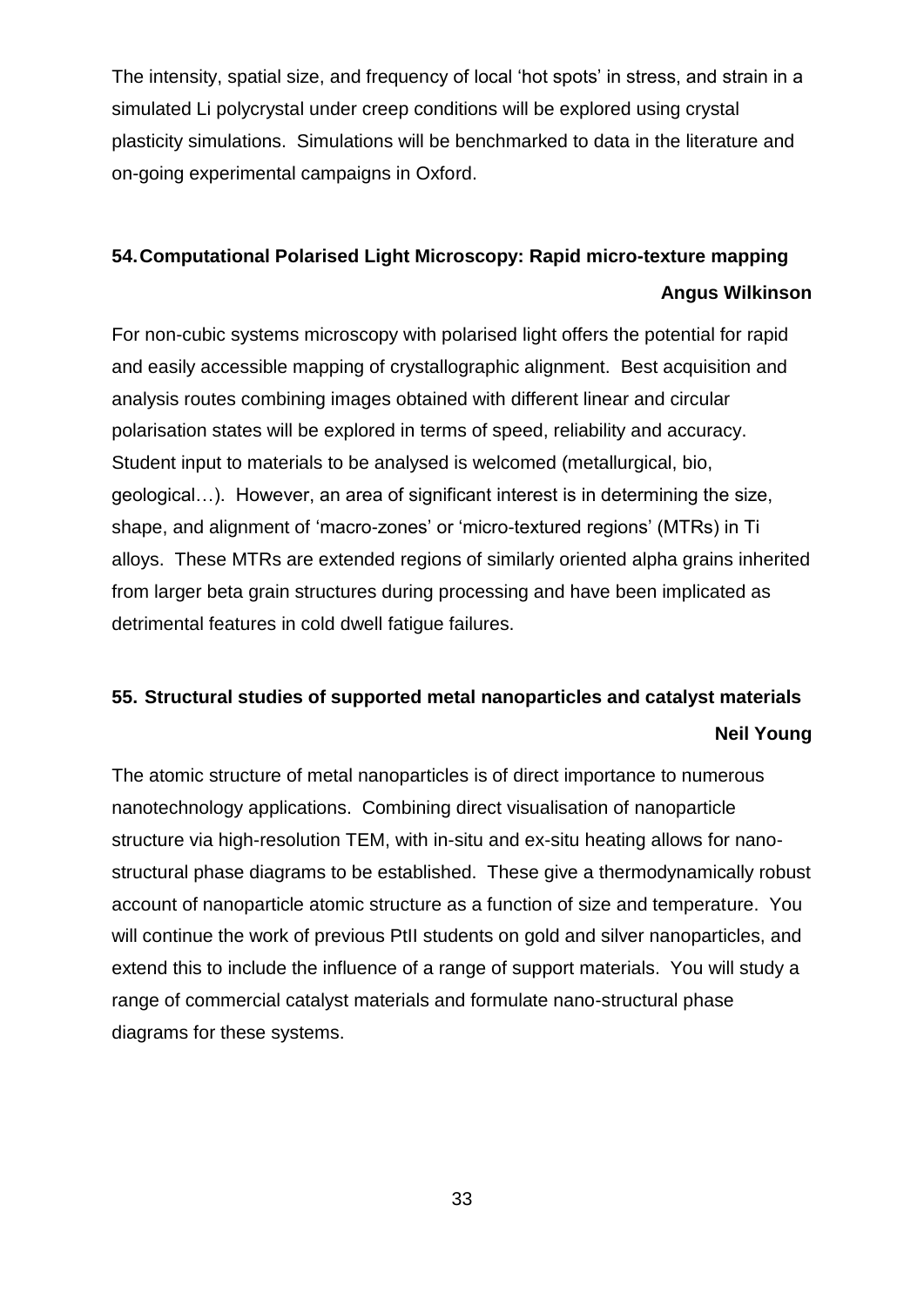The intensity, spatial size, and frequency of local 'hot spots' in stress, and strain in a simulated Li polycrystal under creep conditions will be explored using crystal plasticity simulations. Simulations will be benchmarked to data in the literature and on-going experimental campaigns in Oxford.

## 54. Computational Polarised Light Microscopy: Rapid micro-texture mapping

**Angus Wilkinson**

For non-cubic systems microscopy with polarised light offers the potential for rapid and easily accessible mapping of crystallographic alignment. Best acquisition and analysis routes combining images obtained with different linear and circular polarisation states will be explored in terms of speed, reliability and accuracy. Student input to materials to be analysed is welcomed (metallurgical, bio, geological…). However, an area of significant interest is in determining the size, shape, and alignment of 'macro-zones' or 'micro-textured regions' (MTRs) in Ti alloys. These MTRs are extended regions of similarly oriented alpha grains inherited from larger beta grain structures during processing and have been implicated as detrimental features in cold dwell fatigue failures.

## 55. Structural studies of supported metal nanoparticles and catalyst materials

**Neil Young**

The atomic structure of metal nanoparticles is of direct importance to numerous nanotechnology applications. Combining direct visualisation of nanoparticle structure via high-resolution TEM, with in-situ and ex-situ heating allows for nano-structural phase diagrams to be established. These give a thermodynamically robust account of nanoparticle atomic structure as a function of size and temperature. You will continue the work of previous PtII students on gold and silver nanoparticles, and extend this to include the influence of a range of support materials. You will study a range of commercial catalyst materials and formulate nano-structural phase diagrams for these systems.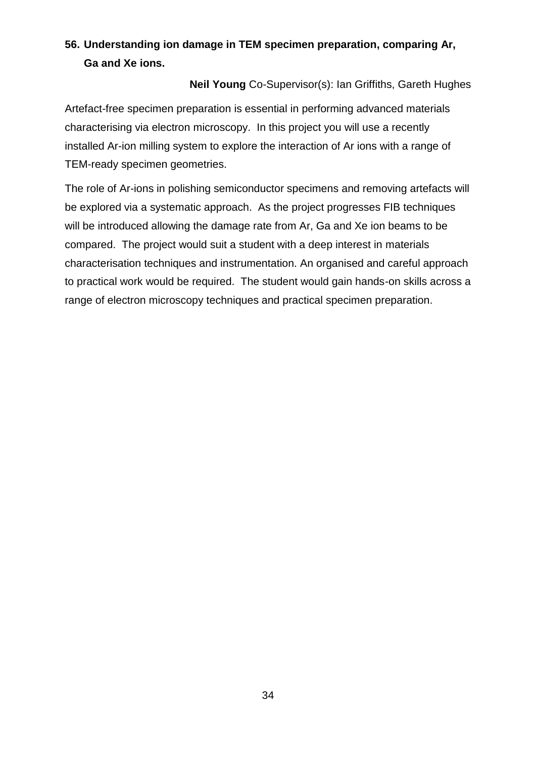## 56. Understanding ion damage in TEM specimen preparation, comparing Ar, Ga and Xe ions.

**Neil Young** Co-Supervisor(s): Ian Griffiths, Gareth Hughes

Artefact-free specimen preparation is essential in performing advanced materials characterising via electron microscopy. In this project you will use a recently installed Ar-ion milling system to explore the interaction of Ar ions with a range of TEM-ready specimen geometries.

The role of Ar-ions in polishing semiconductor specimens and removing artefacts will be explored via a systematic approach. As the project progresses FIB techniques will be introduced allowing the damage rate from Ar, Ga and Xe ion beams to be compared. The project would suit a student with a deep interest in materials characterisation techniques and instrumentation. An organised and careful approach to practical work would be required. The student would gain hands-on skills across a range of electron microscopy techniques and practical specimen preparation.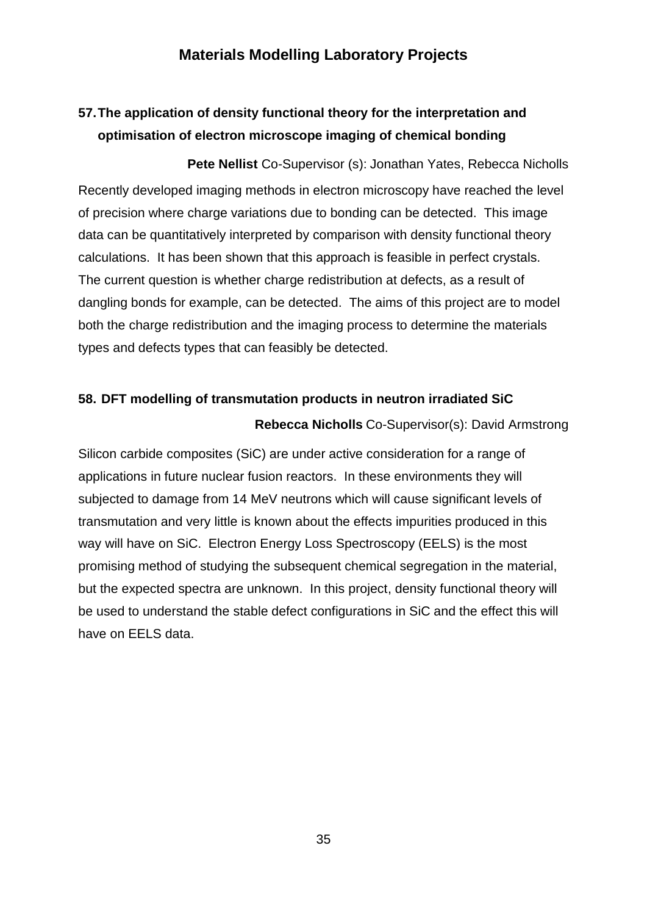# Materials Modelling Laboratory Projects

## 57. The application of density functional theory for the interpretation and optimisation of electron microscope imaging of chemical bonding

**Pete Nellist** Co-Supervisor (s): Jonathan Yates, Rebecca Nicholls

Recently developed imaging methods in electron microscopy have reached the level of precision where charge variations due to bonding can be detected. This image data can be quantitatively interpreted by comparison with density functional theory calculations. It has been shown that this approach is feasible in perfect crystals. The current question is whether charge redistribution at defects, as a result of dangling bonds for example, can be detected. The aims of this project are to model both the charge redistribution and the imaging process to determine the materials types and defects types that can feasibly be detected.

## 58. DFT modelling of transmutation products in neutron irradiated SiC

**Rebecca Nicholls** Co-Supervisor(s): David Armstrong

Silicon carbide composites (SiC) are under active consideration for a range of applications in future nuclear fusion reactors. In these environments they will subjected to damage from 14 MeV neutrons which will cause significant levels of transmutation and very little is known about the effects impurities produced in this way will have on SiC. Electron Energy Loss Spectroscopy (EELS) is the most promising method of studying the subsequent chemical segregation in the material, but the expected spectra are unknown. In this project, density functional theory will be used to understand the stable defect configurations in SiC and the effect this will have on EELS data.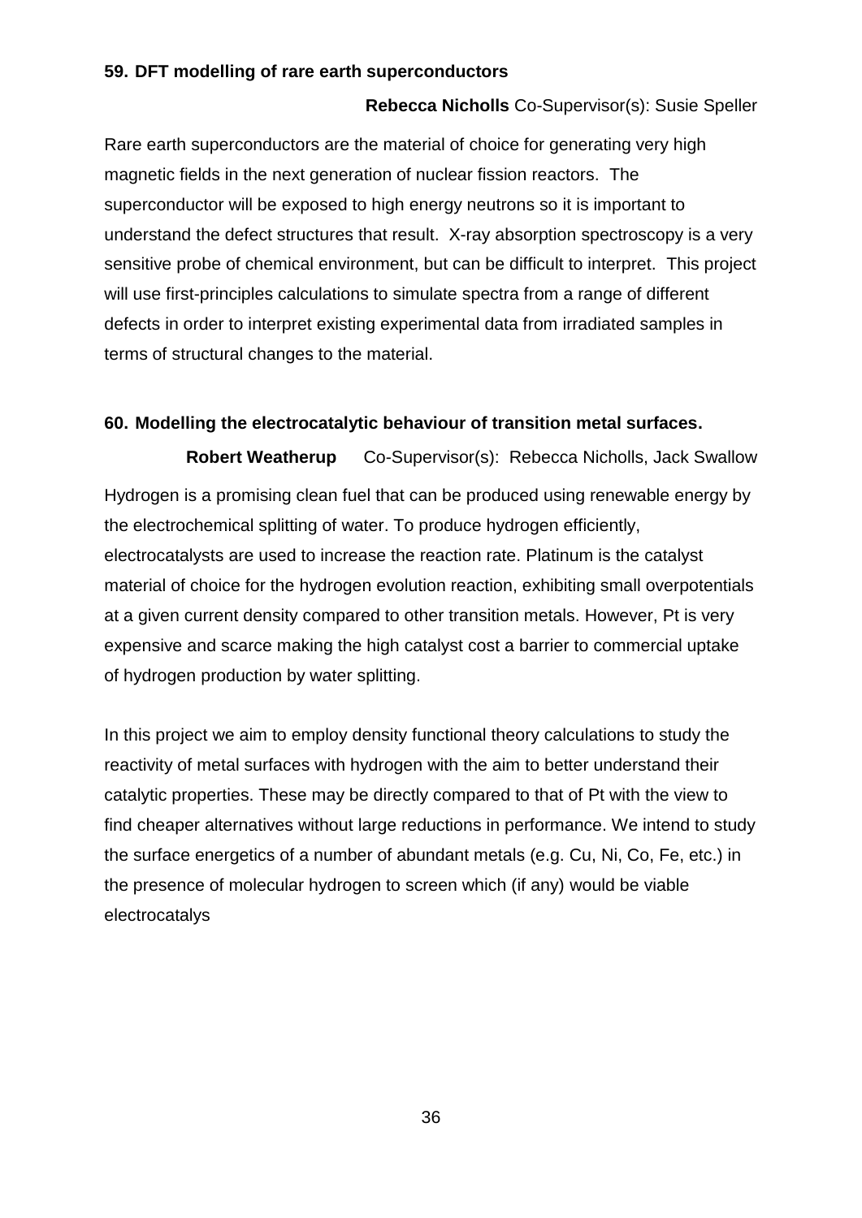### 59. DFT modelling of rare earth superconductors

**Rebecca Nicholls** Co-Supervisor(s): Susie Speller

Rare earth superconductors are the material of choice for generating very high magnetic fields in the next generation of nuclear fission reactors. The superconductor will be exposed to high energy neutrons so it is important to understand the defect structures that result. X-ray absorption spectroscopy is a very sensitive probe of chemical environment, but can be difficult to interpret. This project will use first-principles calculations to simulate spectra from a range of different defects in order to interpret existing experimental data from irradiated samples in terms of structural changes to the material.

### 60. Modelling the electrocatalytic behaviour of transition metal surfaces.

**Robert Weatherup** Co-Supervisor(s): Rebecca Nicholls, Jack Swallow

Hydrogen is a promising clean fuel that can be produced using renewable energy by the electrochemical splitting of water. To produce hydrogen efficiently, electrocatalysts are used to increase the reaction rate. Platinum is the catalyst material of choice for the hydrogen evolution reaction, exhibiting small overpotentials at a given current density compared to other transition metals. However, Pt is very expensive and scarce making the high catalyst cost a barrier to commercial uptake of hydrogen production by water splitting.

In this project we aim to employ density functional theory calculations to study the reactivity of metal surfaces with hydrogen with the aim to better understand their catalytic properties. These may be directly compared to that of Pt with the view to find cheaper alternatives without large reductions in performance. We intend to study the surface energetics of a number of abundant metals (e.g. Cu, Ni, Co, Fe, etc.) in the presence of molecular hydrogen to screen which (if any) would be viable electrocatalys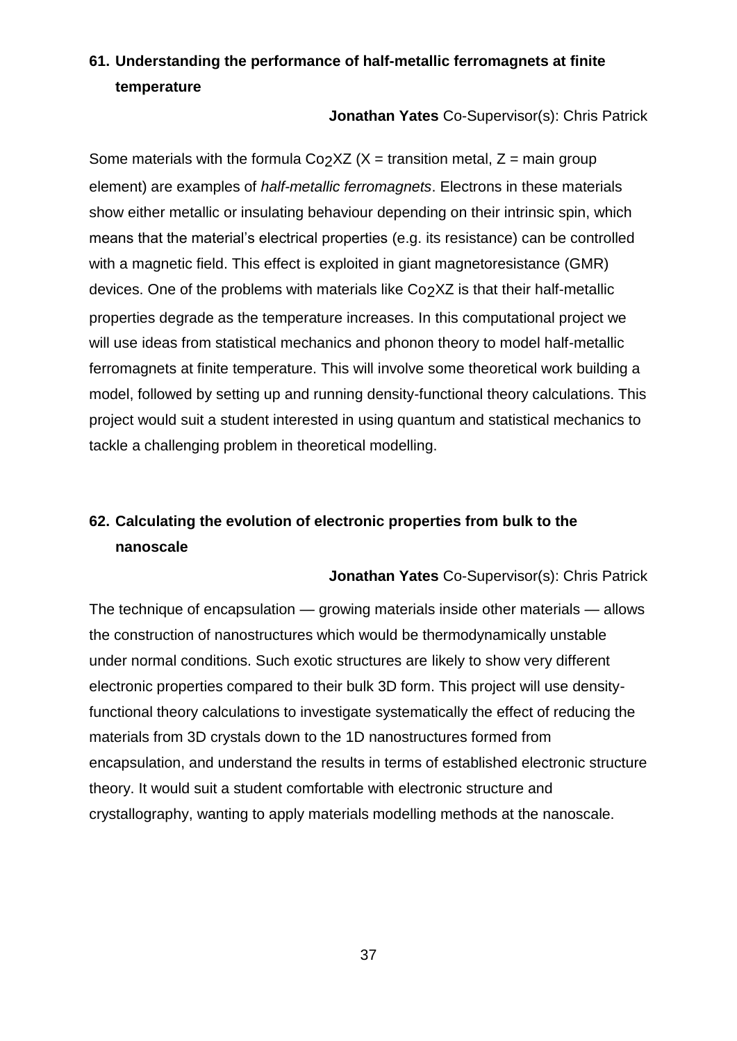## 61. Understanding the performance of half-metallic ferromagnets at finite temperature

**Jonathan Yates** Co-Supervisor(s): Chris Patrick

Some materials with the formula $Co_2XZ$ (X = transition metal, Z = main group element) are examples of *half-metallic ferromagnets*. Electrons in these materials show either metallic or insulating behaviour depending on their intrinsic spin, which means that the material's electrical properties (e.g. its resistance) can be controlled with a magnetic field. This effect is exploited in giant magnetoresistance (GMR) devices. One of the problems with materials like $Co_2XZ$ is that their half-metallic properties degrade as the temperature increases. In this computational project we will use ideas from statistical mechanics and phonon theory to model half-metallic ferromagnets at finite temperature. This will involve some theoretical work building a model, followed by setting up and running density-functional theory calculations. This project would suit a student interested in using quantum and statistical mechanics to tackle a challenging problem in theoretical modelling.

## 62. Calculating the evolution of electronic properties from bulk to the nanoscale

**Jonathan Yates** Co-Supervisor(s): Chris Patrick

The technique of encapsulation — growing materials inside other materials — allows the construction of nanostructures which would be thermodynamically unstable under normal conditions. Such exotic structures are likely to show very different electronic properties compared to their bulk 3D form. This project will use density-functional theory calculations to investigate systematically the effect of reducing the materials from 3D crystals down to the 1D nanostructures formed from encapsulation, and understand the results in terms of established electronic structure theory. It would suit a student comfortable with electronic structure and crystallography, wanting to apply materials modelling methods at the nanoscale.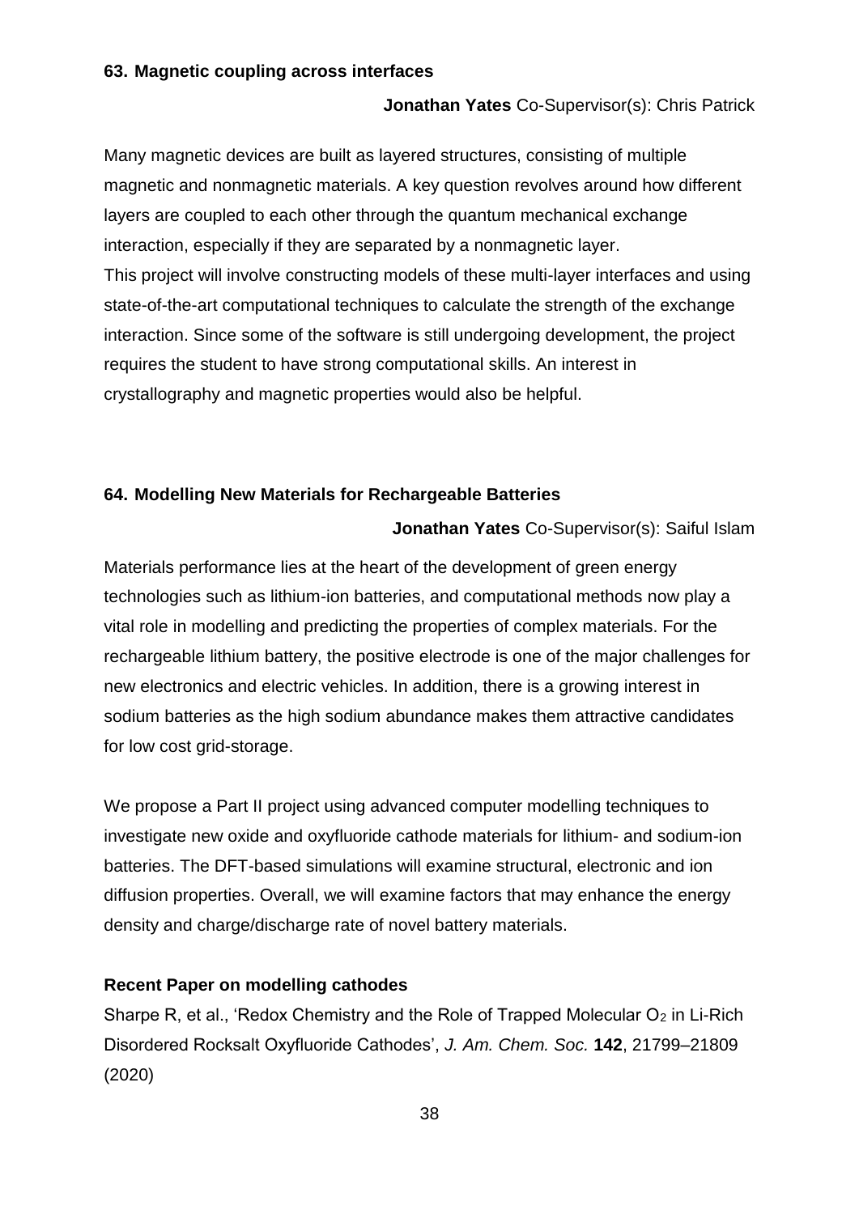### 63. Magnetic coupling across interfaces

**Jonathan Yates** Co-Supervisor(s): Chris Patrick

Many magnetic devices are built as layered structures, consisting of multiple magnetic and nonmagnetic materials. A key question revolves around how different layers are coupled to each other through the quantum mechanical exchange interaction, especially if they are separated by a nonmagnetic layer.
This project will involve constructing models of these multi-layer interfaces and using state-of-the-art computational techniques to calculate the strength of the exchange interaction. Since some of the software is still undergoing development, the project requires the student to have strong computational skills. An interest in crystallography and magnetic properties would also be helpful.

### 64. Modelling New Materials for Rechargeable Batteries

**Jonathan Yates** Co-Supervisor(s): Saiful Islam

Materials performance lies at the heart of the development of green energy technologies such as lithium-ion batteries, and computational methods now play a vital role in modelling and predicting the properties of complex materials. For the rechargeable lithium battery, the positive electrode is one of the major challenges for new electronics and electric vehicles. In addition, there is a growing interest in sodium batteries as the high sodium abundance makes them attractive candidates for low cost grid-storage.

We propose a Part II project using advanced computer modelling techniques to investigate new oxide and oxyfluoride cathode materials for lithium- and sodium-ion batteries. The DFT-based simulations will examine structural, electronic and ion diffusion properties. Overall, we will examine factors that may enhance the energy density and charge/discharge rate of novel battery materials.

**Recent Paper on modelling cathodes**

Sharpe R, et al., 'Redox Chemistry and the Role of Trapped Molecular $O_2$ in Li-Rich Disordered Rocksalt Oxyfluoride Cathodes', *J. Am. Chem. Soc.* **142**, 21799–21809 (2020)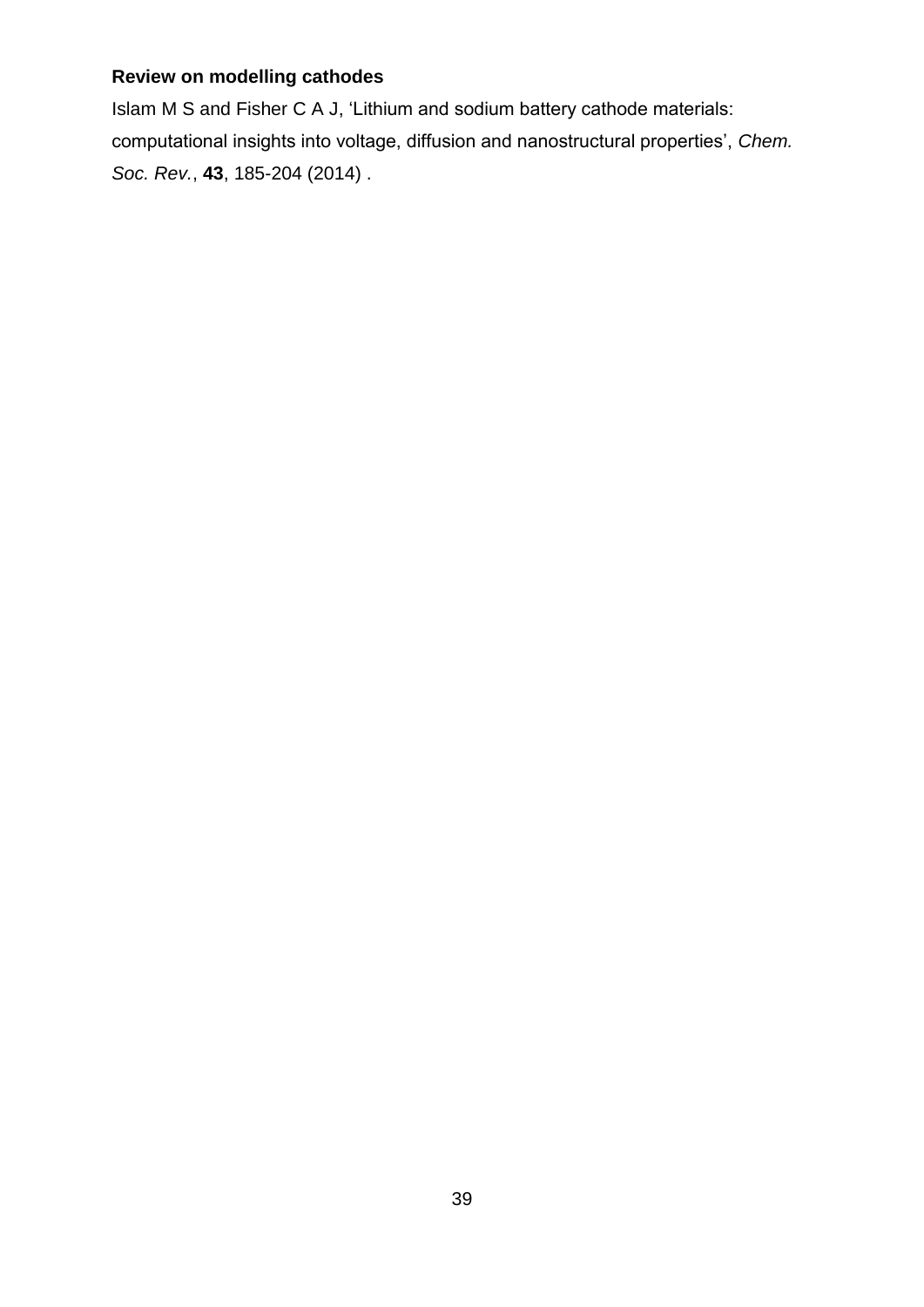**Review on modelling cathodes**

Islam M S and Fisher C A J, ‘Lithium and sodium battery cathode materials: computational insights into voltage, diffusion and nanostructural properties’, *Chem. Soc. Rev.*, **43**, 185-204 (2014) .